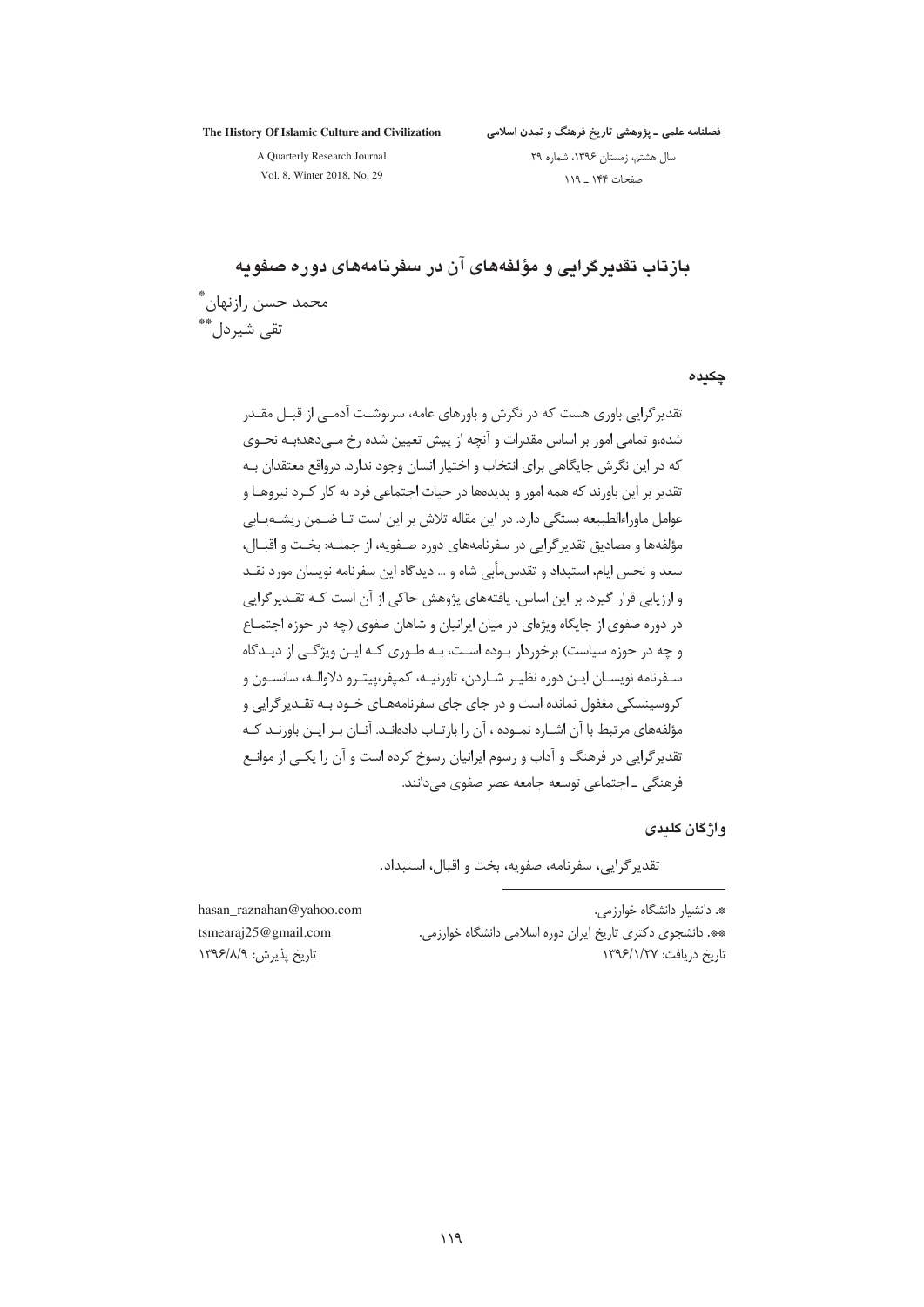# بازتاب تقدیرگرایی و مؤلفه‌های آن در سفرنامه‌های دوره صفویه

محمد حسن رازنهان*

تقی شیردل**

## چکیده

تقدیرگرایی باوری هست که در نگرش و باورهای عامه، سرنوشت آدمی از قبل مقدر شده،و تمامی امور بر اساس مقدرات و آنچه از پیش تعیین شده رخ می‌دهد؛به نحوی که در این نگرش جایگاهی برای انتخاب و اختیار انسان وجود ندارد. درواقع معتقدان به تقدیر بر این باورند که همه امور و پدیده‌ها در حیات اجتماعی فرد به کار کرد نیروها و عوامل ماوراءالطبیعه بستگی دارد. در این مقاله تلاش بر این است تا ضمن ریشه‌یابی مؤلفه‌ها و مصادیق تقدیرگرایی در سفرنامه‌های دوره صفویه، از جمله: بخت و اقبال، سعد و نحس ایام، استبداد و تقدس‌مآبی شاه و ... دیدگاه این سفرنامه نویسان مورد نقد و ارزیابی قرار گیرد. بر این اساس، یافته‌های پژوهش حاکی از آن است که تقدیرگرایی در دوره صفوی از جایگاه ویژه‌ای در میان ایرانیان و شاهان صفوی (چه در حوزه اجتماع و چه در حوزه سیاست) برخوردار بوده است، به طوری که این ویژگی از دیدگاه سفرنامه نویسان این دوره نظیر شاردن، تاورنیه، کمپفر،پیترو دلاواله، سانسون و کروسینسکی مغفول نمانده است و در جای جای سفرنامه‌های خود به تقدیرگرایی و مؤلفه‌های مرتبط با آن اشاره نموده ، آن را بازتاب داده‌اند. آنان بر این باورند که تقدیرگرایی در فرهنگ و آداب و رسوم ایرانیان رسوخ کرده است و آن را یکی از موانع فرهنگی ـ اجتماعی توسعه جامعه عصر صفوی می‌دانند.

## واژگان کلیدی

تقدیرگرایی، سفرنامه، صفویه، بخت و اقبال، استبداد.

---

*. دانشیار دانشگاه خوارزمی. hasan_raznahan@yahoo.com

**. دانشجوی دکتری تاریخ ایران دوره اسلامی دانشگاه خوارزمی. tsmearaj25@gmail.com

تاریخ دریافت: ۱۳۹۶/۱/۲۷ تاریخ پذیرش: ۱۳۹۶/۸/۹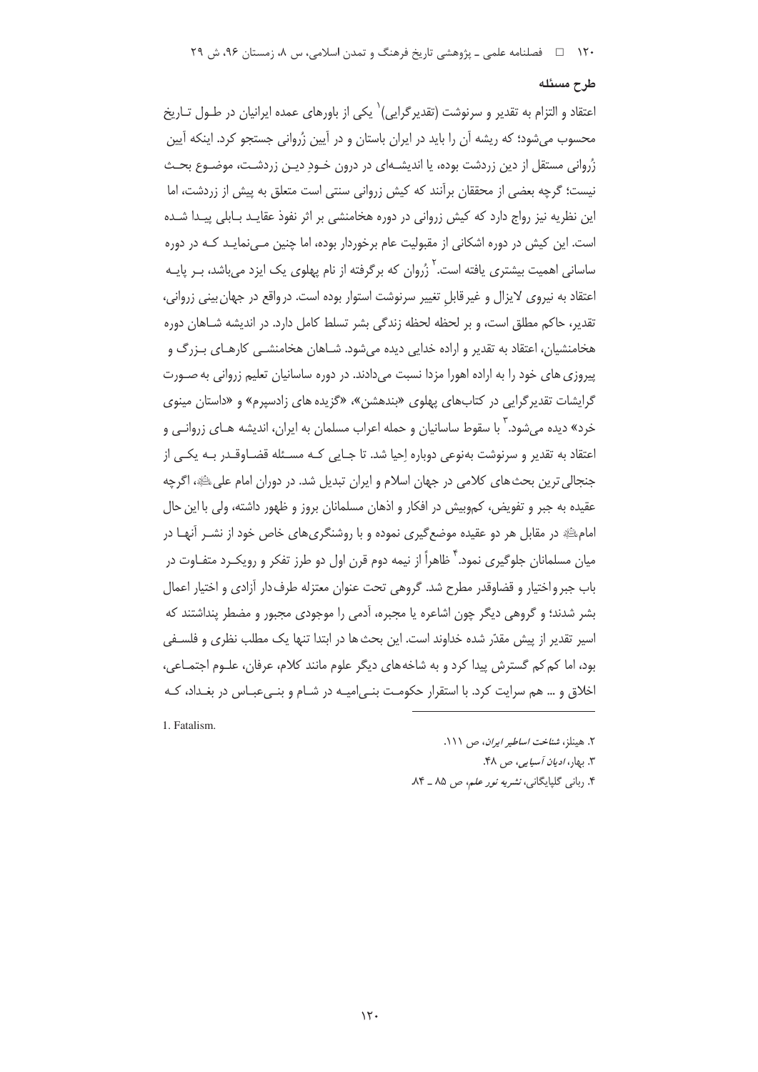## طرح مسئله

اعتقاد و التزام به تقدیر و سرنوشت (تقدیرگرایی)[1] یکی از باورهای عمده ایرانیان در طول تاریخ محسوب می‌شود؛ که ریشه آن را باید در ایران باستان و در آیین زُروانی جستجو کرد. اینکه آیین زُروانی مستقل از دین زردشت بوده، یا اندیشه‌ای در درون خودِ دین زردشت، موضوع بحث نیست؛ گرچه بعضی از محققان برآنند که کیش زروانی سنتی است متعلق به پیش از زردشت، اما این نظریه نیز رواج دارد که کیش زروانی در دوره هخامنشی بر اثر نفوذ عقاید بابلی پیدا شده است. این کیش در دوره اشکانی از مقبولیت عام برخوردار بوده، اما چنین می‌نماید که در دوره ساسانی اهمیت بیشتری یافته است.[2] زُروان که برگرفته از نام پهلوی یک ایزد می‌باشد، بر پایه اعتقاد به نیروی لایزال و غیرقابلِ تغییر سرنوشت استوار بوده است. درواقع در جهان‌بینی زروانی، تقدیر، حاکم مطلق است، و بر لحظه لحظه زندگی بشر تسلط کامل دارد. در اندیشه شاهان دوره هخامنشیان، اعتقاد به تقدیر و اراده خدایی دیده می‌شود. شاهان هخامنشی کارهای بزرگ و پیروزی‌های خود را به اراده اهورا مزدا نسبت می‌دادند. در دوره ساسانیان تعلیم زروانی به صورت گرایشات تقدیرگرایی در کتاب‌های پهلوی «بندهشن»، «گزیده های زادسپرم» و «داستان مینوی خرد» دیده می‌شود.[3] با سقوط ساسانیان و حمله اعراب مسلمان به ایران، اندیشه های زروانی و اعتقاد به تقدیر و سرنوشت به‌نوعی دوباره اِحیا شد. تا جایی که مسئله قضاوقدر به یکی از جنجالی‌ترین بحث‌های کلامی در جهان اسلام و ایران تبدیل شد. در دوران امام علی علیه‌السلام، اگرچه عقیده به جبر و تفویض، کم‌وبیش در افکار و اذهان مسلمانان بروز و ظهور داشته، ولی با این حال امام علیه‌السلام در مقابل هر دو عقیده موضع‌گیری نموده و با روشنگری‌های خاص خود از نشر آنها در میان مسلمانان جلوگیری نمود.[4] ظاهراً از نیمه دوم قرن اول دو طرز تفکر و رویکرد متفاوت در باب جبر و اختیار و قضاوقدر مطرح شد. گروهی تحت عنوان معتزله طرف‌دار آزادی و اختیار اعمال بشر شدند؛ و گروهی دیگر چون اشاعره یا مجبره، آدمی را موجودی مجبور و مضطر پنداشتند که اسیر تقدیر از پیش مقدّر شده خداوند است. این بحث‌ها در ابتدا تنها یک مطلب نظری و فلسفی بود، اما کم‌کم گسترش پیدا کرد و به شاخه‌های دیگر علوم مانند کلام، عرفان، علوم اجتماعی، اخلاق و ... هم سرایت کرد. با استقرار حکومت بنی‌امیه در شام و بنی‌عباس در بغداد، که

---

1. Fatalism.

2. هینلز، *شناخت اساطیر ایران*، ص ۱۱۱.

3. بهار، *ادیان آسیایی*، ص ۴۸.

4. ربانی گلپایگانی، *نشریه نور علم*، ص ۸۵ ـ ۸۴.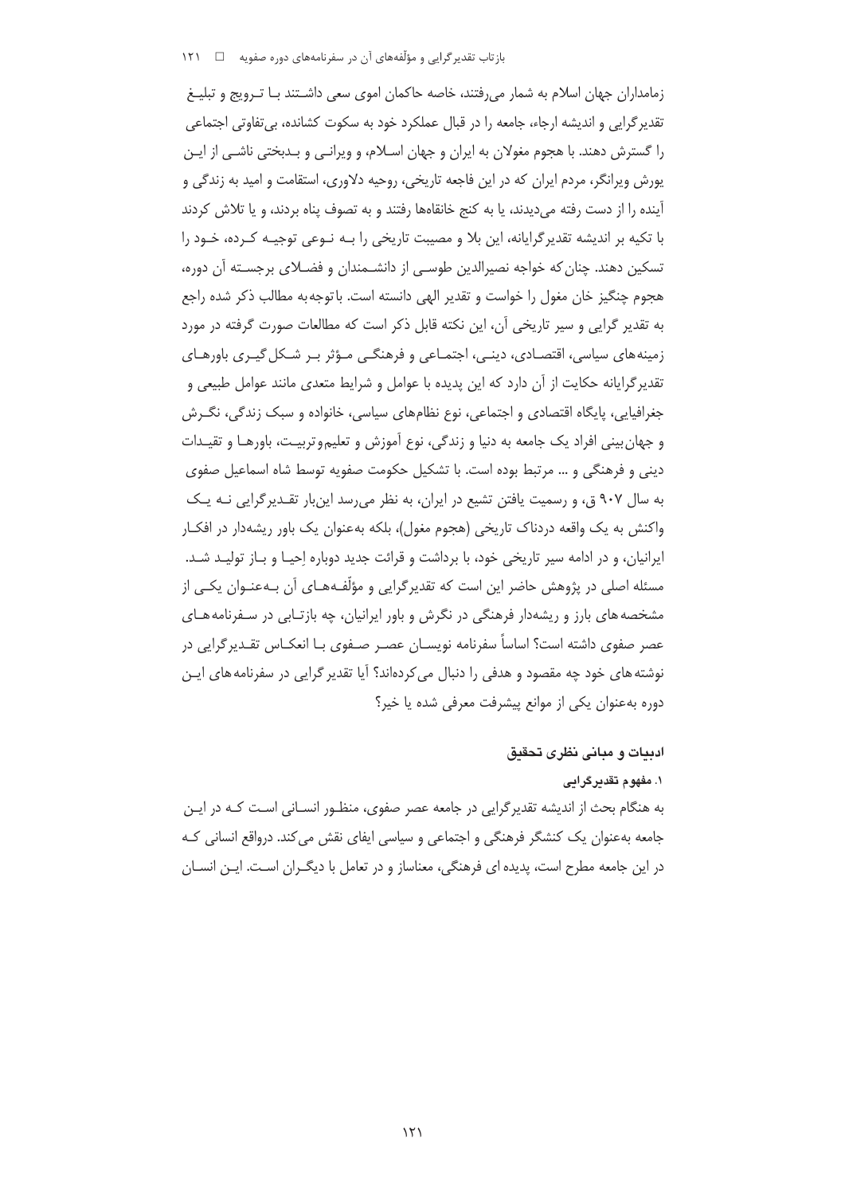زمامداران جهان اسلام به شمار می‌رفتند، خاصه حاکمان اموی سعی داشتند بـا تـرویج و تبلیـغ تقدیرگرایی و اندیشه ارجاء، جامعه را در قبال عملکرد خود به سکوت کشانده، بی‌تفاوتی اجتماعی را گسترش دهند. با هجوم مغولان به ایران و جهان اسـلام، و ویرانـی و بـدبختی ناشـی از ایـن یورش ویرانگر، مردم ایران که در این فاجعه تاریخی، روحیه دلاوری، استقامت و امید به زندگی و آینده را از دست رفته می‌دیدند، یا به کنج خانقاه‌ها رفتند و به تصوف پناه بردند، و یا تلاش کردند با تکیه بر اندیشه تقدیرگرایانه، این بلا و مصیبت تاریخی را بـه نـوعی توجیـه کـرده، خـود را تسکین دهند. چنان‌که خواجه نصیرالدین طوسـی از دانشـمندان و فضـلای برجسـته آن دوره، هجوم چنگیز خان مغول را خواست و تقدیر الهی دانسته است. باتوجه‌به مطالب ذکر شده راجع به تقدیر گرایی و سیر تاریخی آن، این نکته قابل ذکر است که مطالعات صورت گرفته در مورد زمینه‌های سیاسی، اقتصـادی، دینـی، اجتمـاعی و فرهنگـی مـؤثر بـر شـکل‌گیـری باورهـای تقدیرگرایانه حکایت از آن دارد که این پدیده با عوامل و شرایط متعدی مانند عوامل طبیعی و جغرافیایی، پایگاه اقتصادی و اجتماعی، نوع نظام‌های سیاسی، خانواده و سبک زندگی، نگـرش و جهان‌بینی افراد یک جامعه به دنیا و زندگی، نوع آموزش و تعلیم‌وتربیـت، باورهـا و تقیـدات دینی و فرهنگی و ... مرتبط بوده است. با تشکیل حکومت صفویه توسط شاه اسماعیل صفوی به سال ۹۰۷ ق، و رسمیت یافتن تشیع در ایران، به نظر می‌رسد این‌بار تقـدیرگرایی نـه یـک واکنش به یک واقعه دردناک تاریخی (هجوم مغول)، بلکه به‌عنوان یک باور ریشه‌دار در افکـار ایرانیان، و در ادامه سیر تاریخی خود، با برداشت و قرائت جدید دوباره اِحیـا و بـاز تولیـد شـد. مسئله اصلی در پژوهش حاضر این است که تقدیرگرایی و مؤلّفـه‌هـای آن بـه‌عنـوان یکـی از مشخصه‌های بارز و ریشه‌دار فرهنگی در نگرش و باور ایرانیان، چه بازتـابی در سـفرنامه‌هـای عصر صفوی داشته است؟ اساساً سفرنامه نویسـان عصـر صـفوی بـا انعکـاس تقـدیرگرایی در نوشته‌های خود چه مقصود و هدفی را دنبال می‌کرده‌اند؟ آیا تقدیر گرایی در سفرنامه‌های ایـن دوره به‌عنوان یکی از موانع پیشرفت معرفی شده یا خیر؟

## ادبیات و مبانی نظری تحقیق

### ۱. مفهوم تقدیرگرایی

به هنگام بحث از اندیشه تقدیرگرایی در جامعه عصر صفوی، منظـور انسـانی اسـت کـه در ایـن جامعه به‌عنوان یک کنشگر فرهنگی و اجتماعی و سیاسی ایفای نقش می‌کند. درواقع انسانی کـه در این جامعه مطرح است، پدیده ای فرهنگی، معناساز و در تعامل با دیگـران اسـت. ایـن انسـان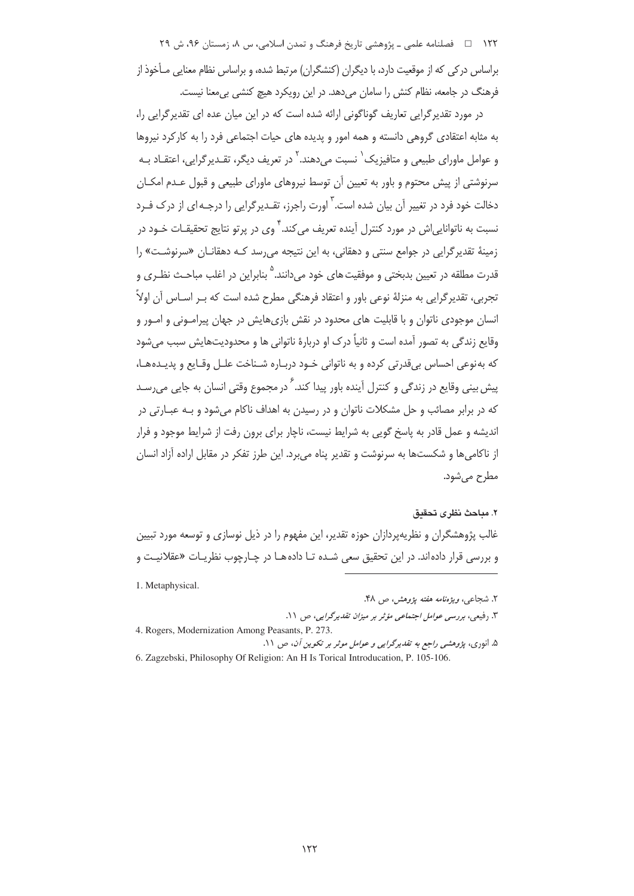براساس درکی که از موقعیت دارد، با دیگران (کنشگران) مرتبط شده، و براساس نظام معنایی مـأخوذ از فرهنگ در جامعه، نظام کنش را سامان می‌دهد. در این رویکرد هیچ کنشی بی‌معنا نیست.

در مورد تقدیرگرایی تعاریف گوناگونی ارائه شده است که در این میان عده ای تقدیرگرایی را، به مثابه اعتقادی گروهی دانسته و همه امور و پدیده های حیات اجتماعی فرد را به کارکرد نیروها و عوامل ماورای طبیعی و متافیزیک[1] نسبت می‌دهند.[2] در تعریف دیگر، تقـدیرگرایی، اعتقـاد بـه سرنوشتی از پیش محتوم و باور به تعیین آن توسط نیروهای ماورای طبیعی و قبول عـدم امکـان دخالت خود فرد در تغییر آن بیان شده است.[3] اورت راجرز، تقـدیرگرایی را درجـه ای از درک فـرد نسبت به ناتوانایی‌اش در مورد کنترل آینده تعریف می‌کند.[4] وی در پرتو نتایج تحقیقـات خـود در زمینهٔ تقدیرگرایی در جوامع سنتی و دهقانی، به این نتیجه می‌رسد کـه دهقانـان «سرنوشـت» را قدرت مطلقه در تعیین بدبختی و موفقیت‌های خود می‌دانند.[5] بنابراین در اغلب مباحـث نظـری و تجربی، تقدیرگرایی به منزلهٔ نوعی باور و اعتقاد فرهنگی مطرح شده است که بـر اسـاس آن اولاً انسان موجودی ناتوان و با قابلیت های محدود در نقش بازی‌هایش در جهان پیرامـونی و امـور و وقایع زندگی به تصور آمده است و ثانیاً درک او دربارهٔ ناتوانی ها و محدودیت‌هایش سبب می‌شود که به‌نوعی احساس بی‌قدرتی کرده و به ناتوانی خـود دربـاره شـناخت علـل وقـایع و پدیـده‌هـا، پیش بینی وقایع در زندگی و کنترل آینده باور پیدا کند.[6] در مجموع وقتی انسان به جایی می‌رسـد که در برابر مصائب و حل مشکلات ناتوان و در رسیدن به اهداف ناکام می‌شود و بـه عبـارتی در اندیشه و عمل قادر به پاسخ گویی به شرایط نیست، ناچار برای برون رفت از شرایط موجود و فرار از ناکامی‌ها و شکست‌ها به سرنوشت و تقدیر پناه می‌برد. این طرز تفکر در مقابل اراده آزاد انسان مطرح می‌شود.

### ۲. مباحث نظری تحقیق

غالب پژوهشگران و نظریه‌پردازان حوزه تقدیر، این مفهوم را در ذیل نوسازی و توسعه مورد تبیین و بررسی قرار داده‌اند. در این تحقیق سعی شـده تـا داده‌هـا در چـارچوب نظریـات «عقلانیـت و

---

1. Metaphysical.
2. شجاعی، *ویژه‌نامه هفته پژوهش*، ص ۴۸.
3. رفیعی، *بررسی عوامل اجتماعی مؤثر بر میزان تقدیرگرایی*، ص ۱۱.
4. Rogers, Modernization Among Peasants, P. 273.
5. انوری، *پژوهشی راجع به تقدیرگرایی و عوامل موثر بر تکوین آن*، ص ۱۱.
6. Zagzebski, Philosophy Of Religion: An H Is Torical Introducation, P. 105-106.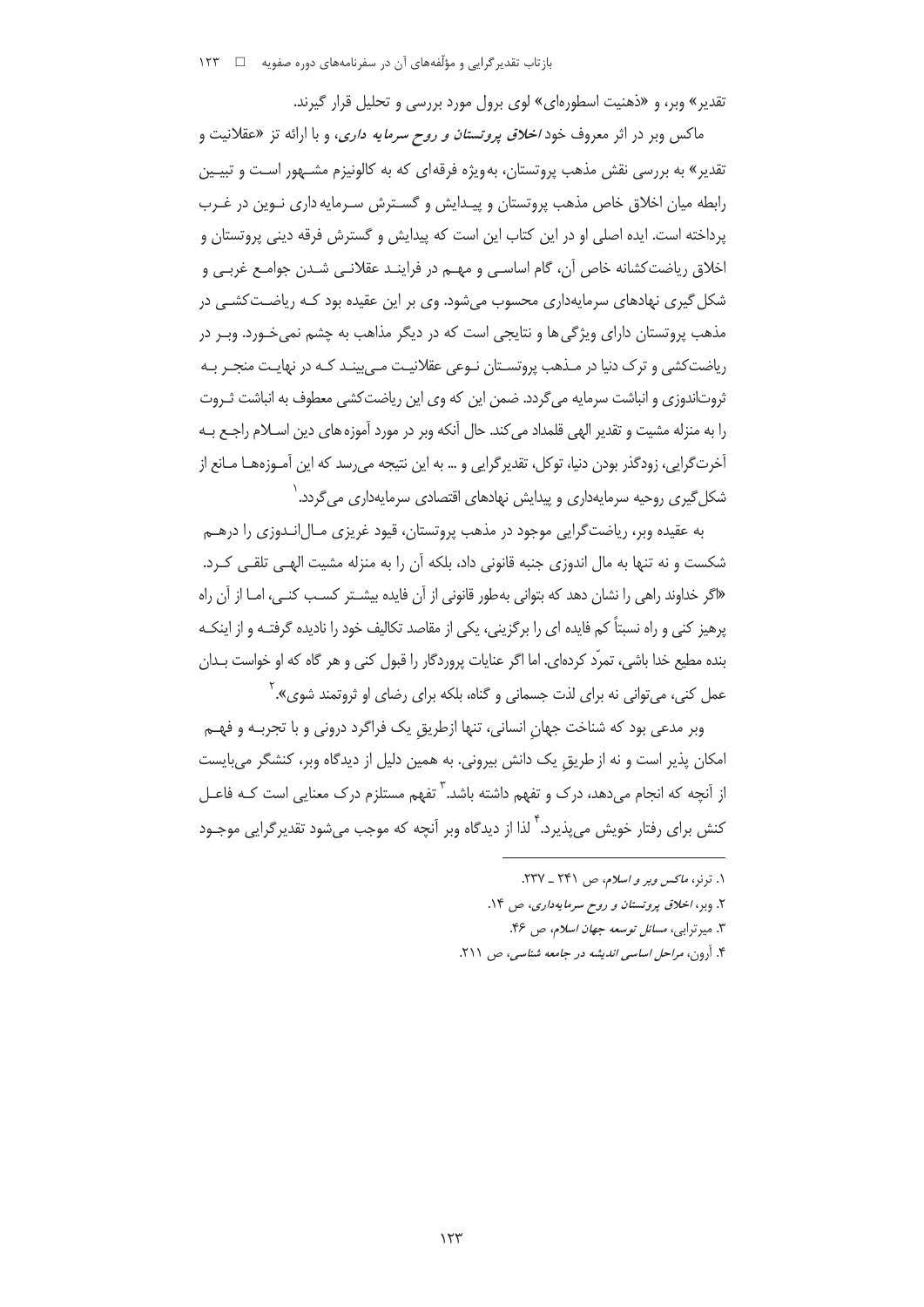تقدیر» وبر، و «ذهنیت اسطوره‌ای» لوی برول مورد بررسی و تحلیل قرار گیرند.

ماکس وبر در اثر معروف خود *اخلاق پروتستان و روح سرمایه داری*، و با ارائه تز «عقلانیت و تقدیر» به بررسی نقش مذهب پروتستان، به‌ویژه فرقه‌ای که به کالونیزم مشهور است و تبیین رابطه میان اخلاق خاص مذهب پروتستان و پیدایش و گسترش سرمایه داری نوین در غرب پرداخته است. ایده اصلی او در این کتاب این است که پیدایش و گسترش فرقه دینی پروتستان و اخلاق ریاضت‌کشانه خاص آن، گام اساسی و مهم در فرایند عقلانی شدن جوامع غربی و شکل گیری نهادهای سرمایه‌داری محسوب می‌شود. وی بر این عقیده بود که ریاضت‌کشی در مذهب پروتستان دارای ویژگی‌ها و نتایجی است که در دیگر مذاهب به چشم نمی‌خورد. وبر در ریاضت‌کشی و ترک دنیا در مذهب پروتستان نوعی عقلانیت می‌بیند که در نهایت منجر به ثروت‌اندوزی و انباشت سرمایه می‌گردد. ضمن این که وی این ریاضت‌کشی معطوف به انباشت ثروت را به منزله مشیت و تقدیر الهی قلمداد می‌کند. حال آنکه وبر در مورد آموزه‌های دین اسلام راجع به آخرت‌گرایی، زودگذر بودن دنیا، توکل، تقدیرگرایی و ... به این نتیجه می‌رسد که این آموزه‌ها مانع از شکل‌گیری روحیه سرمایه‌داری و پیدایش نهادهای اقتصادی سرمایه‌داری می‌گردد.[1]

به عقیده وبر، ریاضت‌گرایی موجود در مذهب پروتستان، قیود غریزی مال‌اندوزی را درهم شکست و نه تنها به مال اندوزی جنبه قانونی داد، بلکه آن را به منزله مشیت الهی تلقی کرد. «اگر خداوند راهی را نشان دهد که بتوانی به‌طور قانونی از آن فایده بیشتر کسب کنی، اما از آن راه پرهیز کنی و راه نسبتاً کم فایده ای را برگزینی، یکی از مقاصد تکالیف خود را نادیده گرفته و از اینکه بنده مطیع خدا باشی، تمرّد کرده‌ای. اما اگر عنایات پروردگار را قبول کنی و هر گاه که او خواست بدان عمل کنی، می‌توانی نه برای لذت جسمانی و گناه، بلکه برای رضای او ثروتمند شوی».[2]

وبر مدعی بود که شناخت جهانِ انسانی، تنها ازطریقِ یک فراگرد درونی و با تجربه و فهم امکان پذیر است و نه از طریقِ یک دانش بیرونی. به همین دلیل از دیدگاه وبر، کنشگر می‌بایست از آنچه که انجام می‌دهد، درک و تفهم داشته باشد.[3] تفهم مستلزم درک معنایی است که فاعل کنش برای رفتار خویش می‌پذیرد.[4] لذا از دیدگاه وبر آنچه که موجب می‌شود تقدیرگرایی موجود

---

۱. ترنر، *ماکس وبر و اسلام*، ص ۲۴۱ ـ ۲۳۷.

۲. وبر، *اخلاق پروتستان و روح سرمایه‌داری*، ص ۱۴.

۳. میرترابی، *مسائل توسعه جهان اسلام*، ص ۴۶.

۴. آرون، *مراحل اساسی اندیشه در جامعه شناسی*، ص ۲۱۱.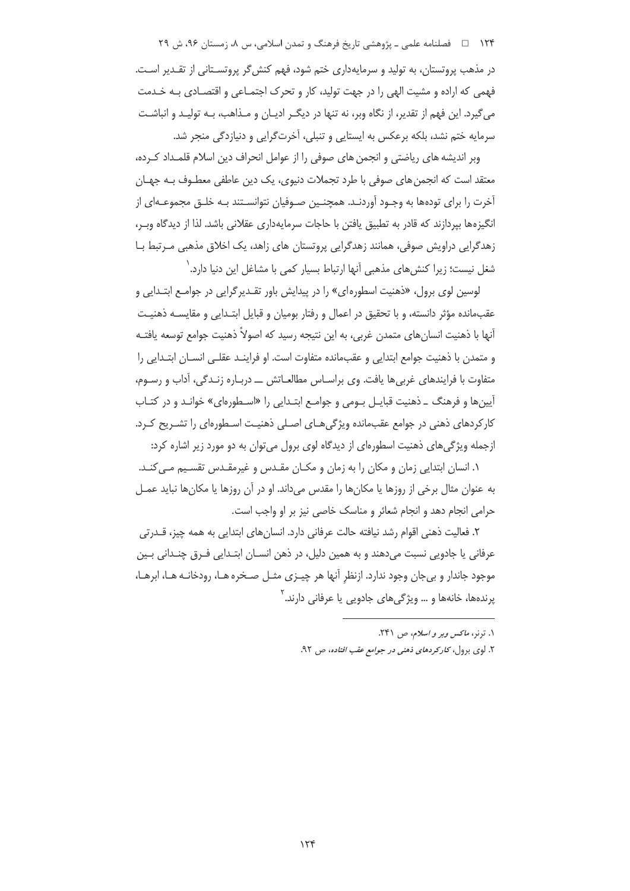در مذهب پروتستان، به تولید و سرمایه‌داری ختم شود، فهم کنش‌گر پروتستانی از تقدیر است. فهمی که اراده و مشیت الهی را در جهت تولید، کار و تحرک اجتماعی و اقتصادی به خدمت می‌گیرد. این فهم از تقدیر، از نگاه وبر، نه تنها در دیگر ادیان و مذاهب، به تولید و انباشت سرمایه ختم نشد، بلکه برعکس به ایستایی و تنبلی، آخرت‌گرایی و دنیازدگی منجر شد.

وبر اندیشه های ریاضتی و انجمن های صوفی را از عوامل انحراف دین اسلام قلمداد کرده، معتقد است که انجمن‌های صوفی با طرد تجملات دنیوی، یک دین عاطفی معطوف به جهان آخرت را برای توده‌ها به وجود آوردند. همچنین صوفیان نتوانستند به خلق مجموعه‌ای از انگیزه‌ها بپردازند که قادر به تطبیق یافتن با حاجات سرمایه‌داری عقلانی باشد. لذا از دیدگاه وبر، زهدگرایی دراویش صوفی، همانند زهدگرایی پروتستان های زاهد، یک اخلاق مذهبی مرتبط با شغل نیست؛ زیرا کنش‌های مذهبی آنها ارتباط بسیار کمی با مشاغل این دنیا دارد.[1]

لوسین لوی برول، «ذهنیت اسطوره‌ای» را در پیدایش باور تقدیرگرایی در جوامع ابتدایی و عقب‌مانده مؤثر دانسته، و با تحقیق در اعمال و رفتار بومیان و قبایل ابتدایی و مقایسه ذهنیت آنها با ذهنیت انسان‌های متمدن غربی، به این نتیجه رسید که اصولاً ذهنیت جوامع توسعه یافته و متمدن با ذهنیت جوامع ابتدایی و عقب‌مانده متفاوت است. او فرایند عقلی انسان ابتدایی را متفاوت با فرایندهای غربی‌ها یافت. وی براساس مطالعاتش ــ درباره زندگی، آداب و رسوم، آیین‌ها و فرهنگ ـ ذهنیت قبایل بومی و جوامع ابتدایی را «اسطوره‌ای» خواند و در کتاب کارکردهای ذهنی در جوامع عقب‌مانده ویژگی‌های اصلی ذهنیت اسطوره‌ای را تشریح کرد. ازجمله ویژگی‌های ذهنیت اسطوره‌ای از دیدگاه لوی برول می‌توان به دو مورد زیر اشاره کرد:

۱. انسان ابتدایی زمان و مکان را به زمان و مکان مقدس و غیرمقدس تقسیم می‌کند. به عنوان مثال برخی از روزها یا مکان‌ها را مقدس می‌داند. او در آن روزها یا مکان‌ها نباید عمل حرامی انجام دهد و انجام شعائر و مناسک خاصی نیز بر او واجب است.

۲. فعالیت ذهنی اقوام رشد نیافته حالت عرفانی دارد. انسان‌های ابتدایی به همه چیز، قدرتی عرفانی یا جادویی نسبت می‌دهند و به همین دلیل، در ذهن انسان ابتدایی فرق چندانی بین موجود جاندار و بی‌جان وجود ندارد. ازنظرِ آنها هر چیزی مثل صخره ها، رودخانه ها، ابرها، پرنده‌ها، خانه‌ها و ... ویژگی‌های جادویی یا عرفانی دارند.[2]

---

۱. ترنر، *ماکس وبر و اسلام*، ص ۲۴۱.

۲. لوی برول، *کارکردهای ذهنی در جوامع عقب افتاده*، ص ۹۲.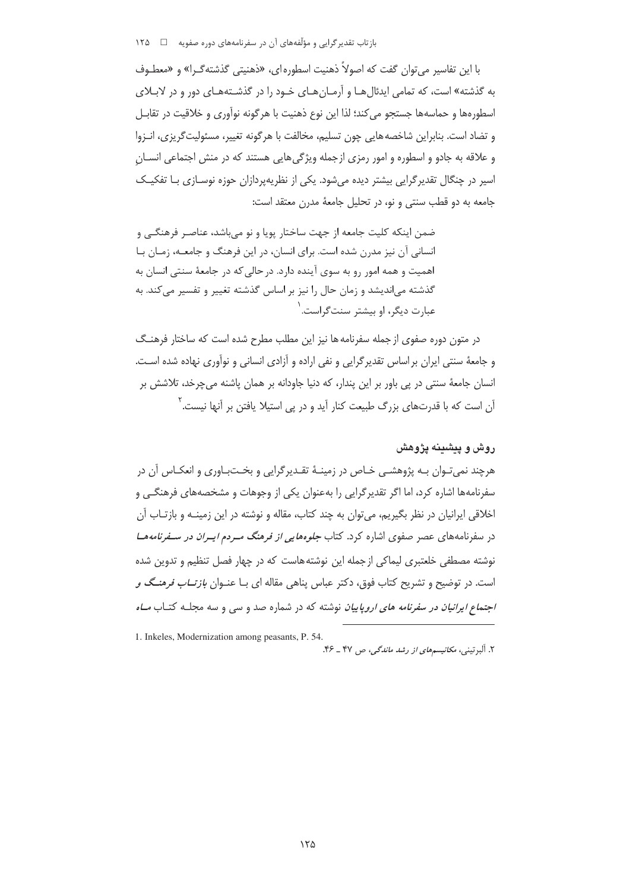با این تفاسیر می‌توان گفت که اصولاً ذهنیت اسطوره‌ای، «ذهنیتی گذشته‌گرا» و «معطوف به گذشته» است، که تمامی ایدئال‌ها و آرمان‌های خود را در گذشته‌های دور و در لابلای اسطوره‌ها و حماسه‌ها جستجو می‌کند؛ لذا این نوع ذهنیت با هرگونه نوآوری و خلاقیت در تقابل و تضاد است. بنابراین شاخصه‌هایی چون تسلیم، مخالفت با هرگونه تغییر، مسئولیت‌گریزی، انزوا و علاقه به جادو و اسطوره و امور رمزی از جمله ویژگی‌هایی هستند که در منش اجتماعی انسانِ اسیر در چنگال تقدیرگرایی بیشتر دیده می‌شود. یکی از نظریه‌پردازان حوزه نوسازی با تفکیک جامعه به دو قطب سنتی و نو، در تحلیل جامعۀ مدرن معتقد است:

> ضمن اینکه کلیت جامعه از جهت ساختار پویا و نو می‌باشد، عناصر فرهنگی و انسانی آن نیز مدرن شده است. برای انسان، در این فرهنگ و جامعه، زمان با اهمیت و همه امور رو به سوی آینده دارد. درحالی‌که در جامعۀ سنتی انسان به گذشته می‌اندیشد و زمان حال را نیز بر اساس گذشته تغییر و تفسیر می‌کند. به عبارت دیگر، او بیشتر سنت‌گراست.[1]

در متون دوره صفوی از جمله سفرنامه‌ها نیز این مطلب مطرح شده است که ساختار فرهنگ و جامعۀ سنتی ایران براساس تقدیرگرایی و نفی اراده و آزادی انسانی و نوآوری نهاده شده است. انسان جامعۀ سنتی در پی باور بر این پندار، که دنیا جاودانه بر همان پاشنه می‌چرخد، تلاشش بر آن است که با قدرت‌های بزرگ طبیعت کنار آید و در پی استیلا یافتن بر آنها نیست.[2]

## روش و پیشینه پژوهش

هرچند نمی‌توان به پژوهشی خاص در زمینۀ تقدیرگرایی و بخت‌باوری و انعکاس آن در سفرنامه‌ها اشاره کرد، اما اگر تقدیرگرایی را به‌عنوان یکی از وجوهات و مشخصه‌های فرهنگی و اخلاقی ایرانیان در نظر بگیریم، می‌توان به چند کتاب، مقاله و نوشته در این زمینه و بازتاب آن در سفرنامه‌های عصر صفوی اشاره کرد. کتاب ***جلوه‌هایی از فرهنگ مردم ایران در سفرنامه‌ها*** نوشته مصطفی خلعتبری لیماکی از جمله این نوشته‌هاست که در چهار فصل تنظیم و تدوین شده است. در توضیح و تشریح کتاب فوق، دکتر عباس پناهی مقاله ای با عنوان ***بازتاب فرهنگ و اجتماع ایرانیان در سفرنامه های اروپاییان*** نوشته که در شماره صد و سی و سه مجله کتاب ***ماه***

---

1. Inkeles, Modernization among peasants, P. 54.

۲. آلبرتینی، *مکانیسم‌های از رشد ماندگی*، ص ۴۷ ـ ۴۶.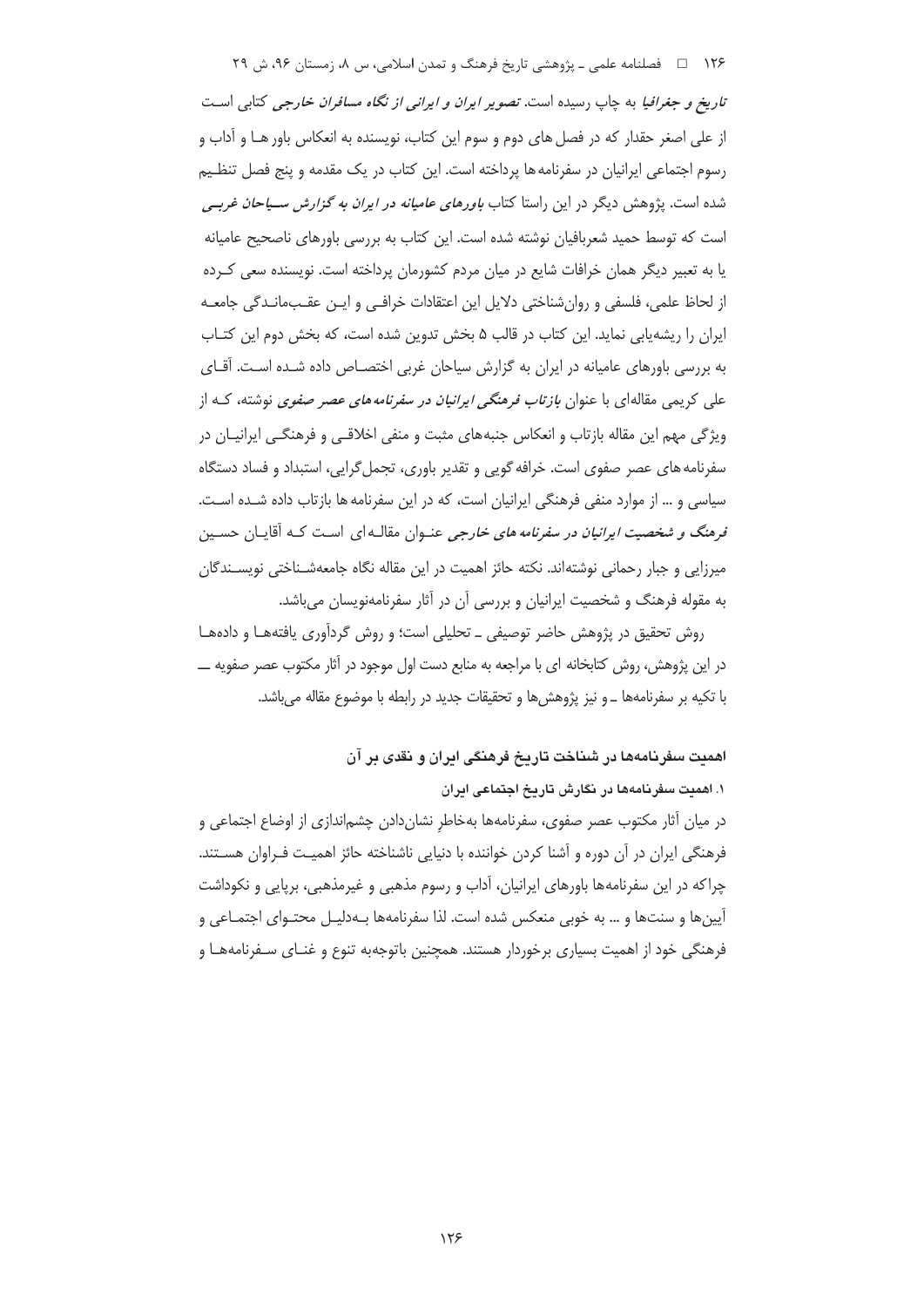*تاریخ و جغرافیا* به چاپ رسیده است. *تصویر ایران و ایرانی از نگاه مسافران خارجی* کتابی است از علی اصغر حقدار که در فصل های دوم و سوم این کتاب، نویسنده به انعکاس باور هـا و آداب و رسوم اجتماعی ایرانیان در سفرنامه ها پرداخته است. این کتاب در یک مقدمه و پنج فصل تنظیم شده است. پژوهش دیگر در این راستا کتاب *باورهای عامیانه در ایران به گزارش سیاحان غربی* است که توسط حمید شعربافیان نوشته شده است. این کتاب به بررسی باورهای ناصحیح عامیانه یا به تعبیر دیگر همان خرافات شایع در میان مردم کشورمان پرداخته است. نویسنده سعی کرده از لحاظ علمی، فلسفی و روان‌شناختی دلایل این اعتقادات خرافی و ایـن عقب‌ماندگی جامعه ایران را ریشه‌یابی نماید. این کتاب در قالب ۵ بخش تدوین شده است، که بخش دوم این کتاب به بررسی باورهای عامیانه در ایران به گزارش سیاحان غربی اختصاص داده شده است. آقای علی کریمی مقاله‌ای با عنوان *بازتاب فرهنگی ایرانیان در سفرنامه های عصر صفوی* نوشته، کـه از ویژگی مهم این مقاله بازتاب و انعکاس جنبه‌های مثبت و منفی اخلاقی و فرهنگی ایرانیـان در سفرنامه های عصر صفوی است. خرافه گویی و تقدیر باوری، تجمل گرایی، استبداد و فساد دستگاه سیاسی و ... از موارد منفی فرهنگی ایرانیان است، که در این سفرنامه ها بازتاب داده شـده اسـت. *فرهنگ و شخصیت ایرانیان در سفرنامه های خارجی* عنـوان مقالـه‌ای اسـت کـه آقایـان حسـین میرزایی و جبار رحمانی نوشته‌اند. نکته حائز اهمیت در این مقاله نگاه جامعه‌شـناختی نویسـندگان به مقوله فرهنگ و شخصیت ایرانیان و بررسی آن در آثار سفرنامه‌نویسان می‌باشد.

روش تحقیق در پژوهش حاضر توصیفی ـ تحلیلی است؛ و روش گردآوری یافته‌هـا و داده‌هـا در این پژوهش، روش کتابخانه ای با مراجعه به منابع دست اول موجود در آثار مکتوب عصر صفویه ـــ با تکیه بر سفرنامه‌ها ـ و نیز پژوهش‌ها و تحقیقات جدید در رابطه با موضوع مقاله می‌باشد.

## اهمیت سفرنامه‌ها در شناخت تاریخ فرهنگی ایران و نقدی بر آن

### ۱. اهمیت سفرنامه‌ها در نگارش تاریخ اجتماعی ایران

در میان آثار مکتوب عصر صفوی، سفرنامه‌ها به‌خاطرِ نشان‌دادن چشم‌اندازی از اوضاع اجتماعی و فرهنگی ایران در آن دوره و آشنا کردن خواننده با دنیایی ناشناخته حائز اهمیت فـراوان هسـتند. چراکه در این سفرنامه‌ها باورهای ایرانیان، آداب و رسوم مذهبی و غیرمذهبی، برپایی و نکوداشت آیین‌ها و سنت‌ها و ... به خوبی منعکس شده است. لذا سفرنامه‌ها بـه‌دلیـل محتـوای اجتمـاعی و فرهنگی خود از اهمیت بسیاری برخوردار هستند. همچنین باتوجه‌به تنوع و غنـای سـفرنامه‌هـا و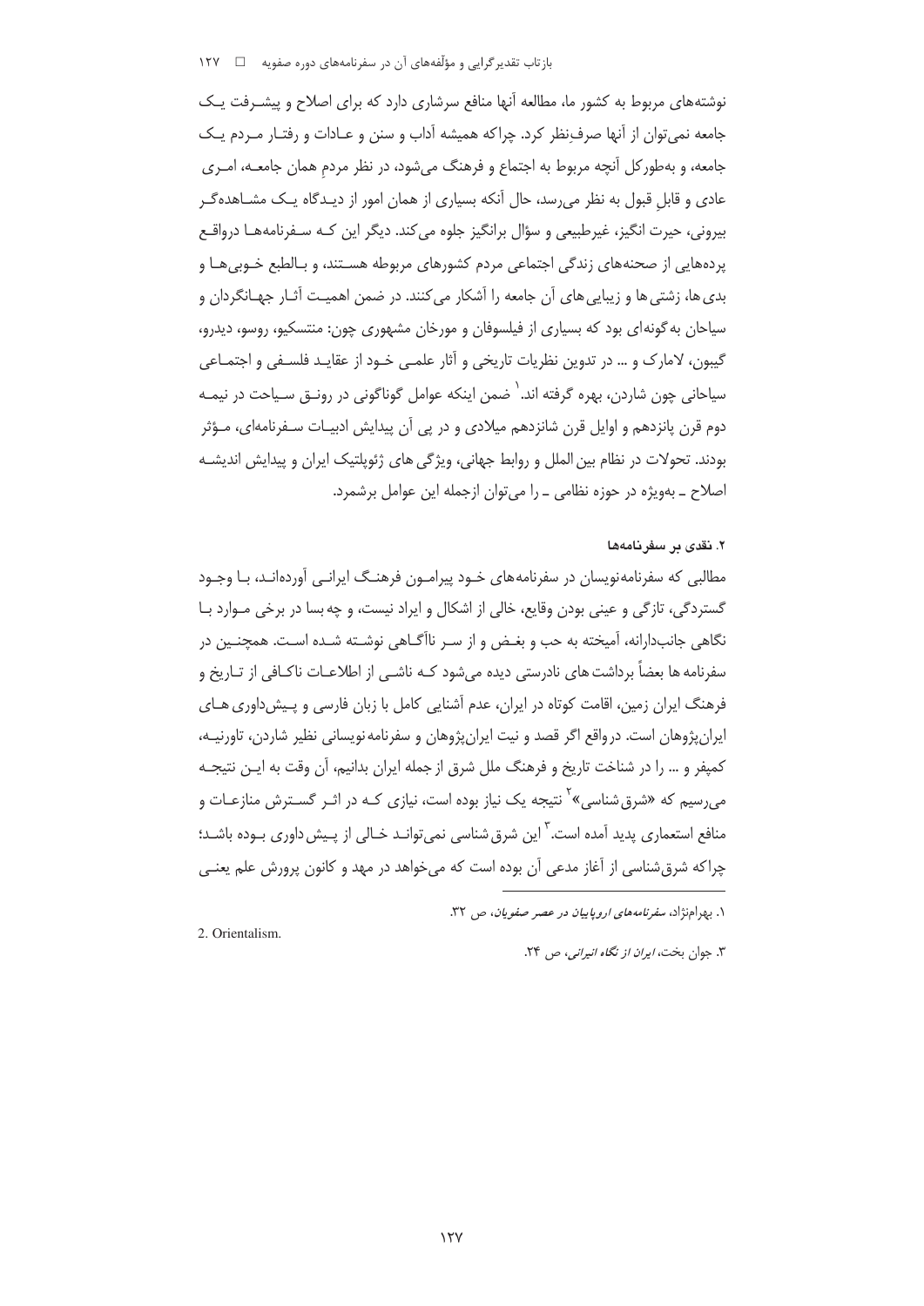نوشته‌های مربوط به کشور ما، مطالعه آنها منافع سرشاری دارد که برای اصلاح و پیشرفت یک جامعه نمی‌توان از آنها صرف‌نظر کرد. چراکه همیشه آداب و سنن و عادات و رفتار مردم یک جامعه، و به‌طورکل آنچه مربوط به اجتماع و فرهنگ می‌شود، در نظر مردمِ همان جامعه، امری عادی و قابلِ قبول به نظر می‌رسد، حال آنکه بسیاری از همان امور از دیدگاه یک مشاهده‌گر بیرونی، حیرت انگیز، غیرطبیعی و سؤال برانگیز جلوه می‌کند. دیگر این که سفرنامه‌ها درواقع پرده‌هایی از صحنه‌های زندگی اجتماعی مردم کشورهای مربوطه هستند، و بالطبع خوبی‌ها و بدی‌ها، زشتی‌ها و زیبایی‌های آن جامعه را آشکار می‌کنند. در ضمن اهمیت آثار جهانگردان و سیاحان به گونه‌ای بود که بسیاری از فیلسوفان و مورخان مشهوری چون: منتسکیو، روسو، دیدرو، گیبون، لامارک و ... در تدوین نظریات تاریخی و آثار علمی خود از عقاید فلسفی و اجتماعی سیاحانی چون شاردن، بهره گرفته اند.[1] ضمن اینکه عوامل گوناگونی در رونق سیاحت در نیمه دوم قرن پانزدهم و اوایل قرن شانزدهم میلادی و در پی آن پیدایش ادبیات سفرنامه‌ای، مؤثر بودند. تحولات در نظام بین الملل و روابط جهانی، ویژگی های ژئوپلتیک ایران و پیدایش اندیشه اصلاح ـ به‌ویژه در حوزه نظامی ـ را می‌توان ازجمله این عوامل برشمرد.

### ۲. نقدی بر سفرنامه‌ها

مطالبی که سفرنامه‌نویسان در سفرنامه‌های خود پیرامون فرهنگ ایرانی آورده‌اند، با وجود گستردگی، تازگی و عینی بودن وقایع، خالی از اشکال و ایراد نیست، و چه بسا در برخی موارد با نگاهی جانب‌دارانه، آمیخته به حب و بغض و از سر ناآگاهی نوشته شده است. همچنین در سفرنامه ها بعضاً برداشت های نادرستی دیده می‌شود که ناشی از اطلاعات ناکافی از تاریخ و فرهنگ ایران زمین، اقامت کوتاه در ایران، عدم آشنایی کامل با زبان فارسی و پیش‌داوری های ایران‌پژوهان است. درواقع اگر قصد و نیت ایران‌پژوهان و سفرنامه نویسانی نظیر شاردن، تاورنیه، کمپفر و ... را در شناخت تاریخ و فرهنگ ملل شرق از جمله ایران بدانیم، آن وقت به این نتیجه می‌رسیم که «شرق شناسی»[2] نتیجه یک نیاز بوده است، نیازی که در اثر گسترش منازعات و منافع استعماری پدید آمده است.[3] این شرق شناسی نمی‌تواند خالی از پیش داوری بوده باشد؛ چراکه شرق‌شناسی از آغاز مدعی آن بوده است که می‌خواهد در مهد و کانون پرورش علم یعنی

---

۱. بهرام‌نژاد، *سفرنامه‌های اروپاییان در عصر صفویان*، ص ۳۲.

2. Orientalism.

۳. جوان بخت، *ایران از نگاه انیرانی*، ص ۲۴.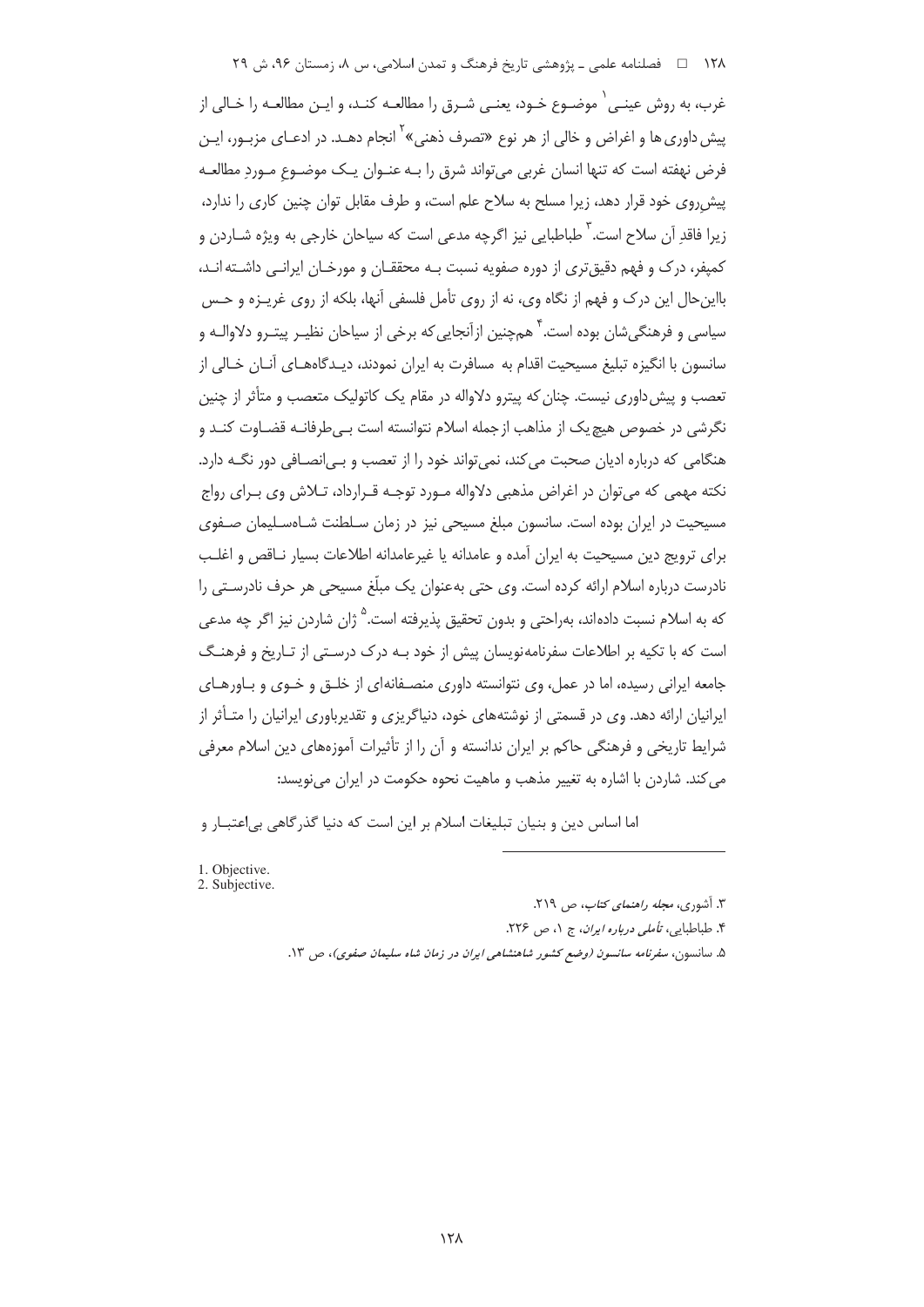غرب، به روش عینی[1] موضوع خود، یعنی شرق را مطالعه کند، و این مطالعه را خالی از پیش‌داوری‌ها و اغراض و خالی از هر نوع «تصرف ذهنی»[2] انجام دهد. در ادعای مزبور، این فرض نهفته است که تنها انسان غربی می‌تواند شرق را به عنوان یک موضوعِ موردِ مطالعه پیش‌روی خود قرار دهد، زیرا مسلح به سلاح علم است، و طرف مقابل توان چنین کاری را ندارد، زیرا فاقدِ آن سلاح است.[3] طباطبایی نیز اگرچه مدعی است که سیاحان خارجی به ویژه شاردن و کمپفر، درک و فهم دقیق‌تری از دوره صفویه نسبت به محققان و مورخان ایرانی داشته‌اند، بااین‌حال این درک و فهم از نگاه وی، نه از روی تأمل فلسفی آنها، بلکه از روی غریزه و حس سیاسی و فرهنگی‌شان بوده است.[4] همچنین ازآنجایی‌که برخی از سیاحان نظیر پیترو دلاواله و سانسون با انگیزه تبلیغ مسیحیت اقدام به مسافرت به ایران نمودند، دیدگاه‌های آنان خالی از تعصب و پیش‌داوری نیست. چنان‌که پیترو دلاواله در مقام یک کاتولیک متعصب و متأثر از چنین نگرشی در خصوص هیچ‌یک از مذاهب ازجمله اسلام نتوانسته است بی‌طرفانه قضاوت کند و هنگامی که درباره ادیان صحبت می‌کند، نمی‌تواند خود را از تعصب و بی‌انصافی دور نگه دارد. نکته مهمی که می‌توان در اغراض مذهبی دلاواله مورد توجه قرارداد، تلاش وی برای رواج مسیحیت در ایران بوده است. سانسون مبلغ مسیحی نیز در زمان سلطنت شاه‌سلیمان صفوی برای ترویج دین مسیحیت به ایران آمده و عامدانه یا غیرعامدانه اطلاعات بسیار ناقص و اغلب نادرست درباره اسلام ارائه کرده است. وی حتی به‌عنوان یک مبلّغ مسیحی هر حرف نادرستی را که به اسلام نسبت داده‌اند، به‌راحتی و بدون تحقیق پذیرفته است.[5] ژان شاردن نیز اگر چه مدعی است که با تکیه بر اطلاعات سفرنامه‌نویسان پیش از خود به درک درستی از تاریخ و فرهنگ جامعه ایرانی رسیده، اما در عمل، وی نتوانسته داوری منصفانه‌ای از خلق و خوی و باورهای ایرانیان ارائه دهد. وی در قسمتی از نوشته‌های خود، دنیاگریزی و تقدیرباوری ایرانیان را متأثر از شرایط تاریخی و فرهنگی حاکم بر ایران ندانسته و آن را از تأثیرات آموزه‌های دین اسلام معرفی می‌کند. شاردن با اشاره به تغییر مذهب و ماهیت نحوه حکومت در ایران می‌نویسد:

> اما اساس دین و بنیان تبلیغات اسلام بر این است که دنیا گذرگاهی بی‌اعتبار و

---

1. Objective.
2. Subjective.

۳. آشوری، *مجله راهنمای کتاب*، ص ۲۱۹.
۴. طباطبایی، *تأملی درباره ایران*، ج ۱، ص ۲۲۶.
۵. سانسون، *سفرنامه سانسون (وضع کشور شاهنشاهی ایران در زمان شاه سلیمان صفوی)*، ص ۱۳.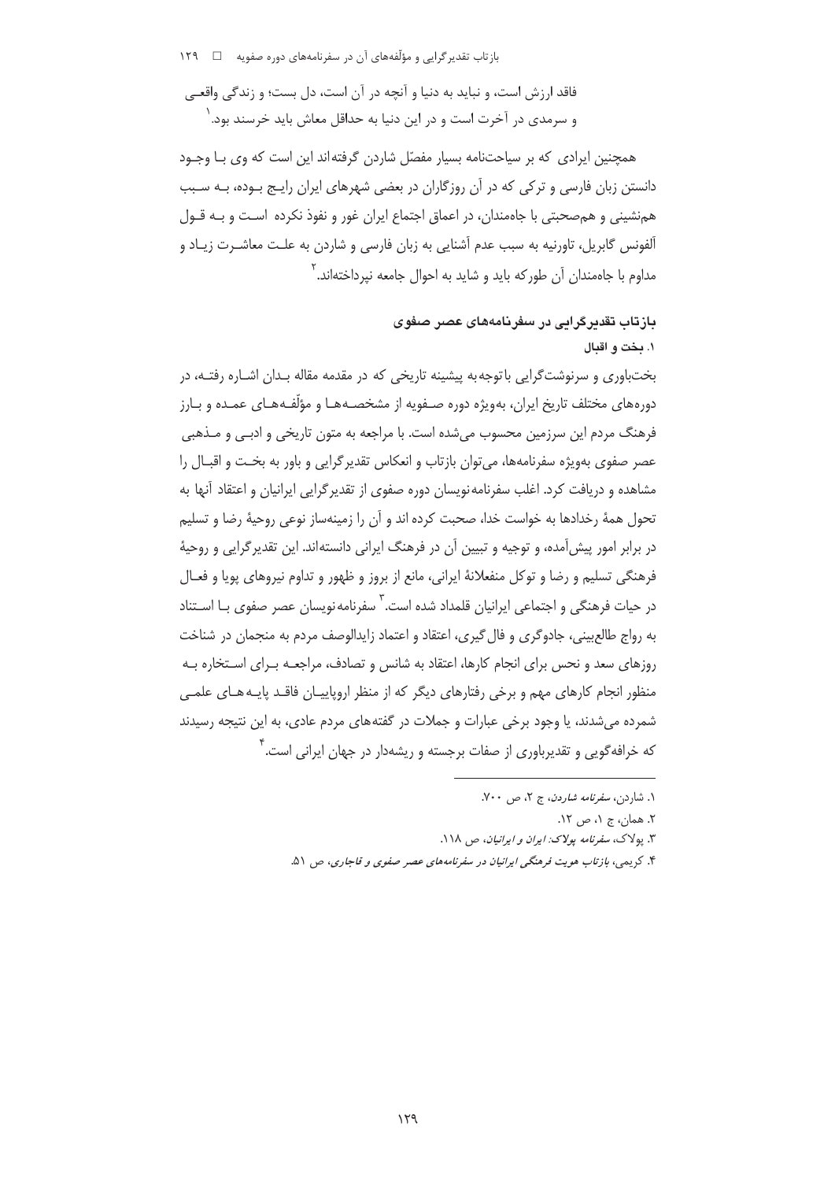فاقد ارزش است، و نباید به دنیا و آنچه در آن است، دل بست؛ و زندگی واقعی و سرمدی در آخرت است و در این دنیا به حداقل معاش باید خرسند بود.[1]

همچنین ایرادی که بر سیاحت‌نامه بسیار مفصّل شاردن گرفته‌اند این است که وی با وجود دانستن زبان فارسی و ترکی که در آن روزگاران در بعضی شهرهای ایران رایج بوده، به سبب هم‌نشینی و هم‌صحبتی با جاه‌مندان، در اعماق اجتماع ایران غور و نفوذ نکرده است و به قول آلفونس گابریل، تاورنیه به سبب عدم آشنایی به زبان فارسی و شاردن به علت معاشرت زیاد و مداوم با جاه‌مندان آن طورکه باید و شاید به احوال جامعه نپرداخته‌اند.[2]

## بازتاب تقدیرگرایی در سفرنامه‌های عصر صفوی

### ۱. بخت و اقبال

بخت‌باوری و سرنوشت‌گرایی باتوجه‌به پیشینه تاریخی که در مقدمه مقاله بدان اشاره رفته، در دوره‌های مختلف تاریخ ایران، به‌ویژه دوره صفویه از مشخصه‌ها و مؤلّفه‌های عمده و بارز فرهنگ مردم این سرزمین محسوب می‌شده است. با مراجعه به متون تاریخی و ادبی و مذهبی عصر صفوی به‌ویژه سفرنامه‌ها، می‌توان بازتاب و انعکاس تقدیرگرایی و باور به بخت و اقبال را مشاهده و دریافت کرد. اغلب سفرنامه‌نویسان دوره صفوی از تقدیرگرایی ایرانیان و اعتقاد آنها به تحول همهٔ رخدادها به خواست خدا، صحبت کرده اند و آن را زمینه‌ساز نوعی روحیهٔ رضا و تسلیم در برابر امور پیش‌آمده، و توجیه و تبیین آن در فرهنگ ایرانی دانسته‌اند. این تقدیرگرایی و روحیهٔ فرهنگی تسلیم و رضا و توکل منفعلانهٔ ایرانی، مانع از بروز و ظهور و تداوم نیروهای پویا و فعال در حیات فرهنگی و اجتماعی ایرانیان قلمداد شده است.[3] سفرنامه‌نویسان عصر صفوی با استناد به رواج طالع‌بینی، جادوگری و فال‌گیری، اعتقاد و اعتماد زایدالوصف مردم به منجمان در شناخت روزهای سعد و نحس برای انجام کارها، اعتقاد به شانس و تصادف، مراجعه برای استخاره به منظور انجام کارهای مهم و برخی رفتارهای دیگر که از منظر اروپاییان فاقد پایه‌های علمی شمرده می‌شدند، یا وجود برخی عبارات و جملات در گفته‌های مردم عادی، به این نتیجه رسیدند که خرافه‌گویی و تقدیرباوری از صفات برجسته و ریشه‌دار در جهان ایرانی است.[4]

---

۱. شاردن، *سفرنامه شاردن*، ج ۲، ص ۷۰۰.

۲. همان، ج ۱، ص ۱۲.

۳. پولاک، *سفرنامه پولاک: ایران و ایرانیان*، ص ۱۱۸.

۴. کریمی، *بازتاب هویت فرهنگی ایرانیان در سفرنامه‌های عصر صفوی و قاجاری*، ص ۵۱.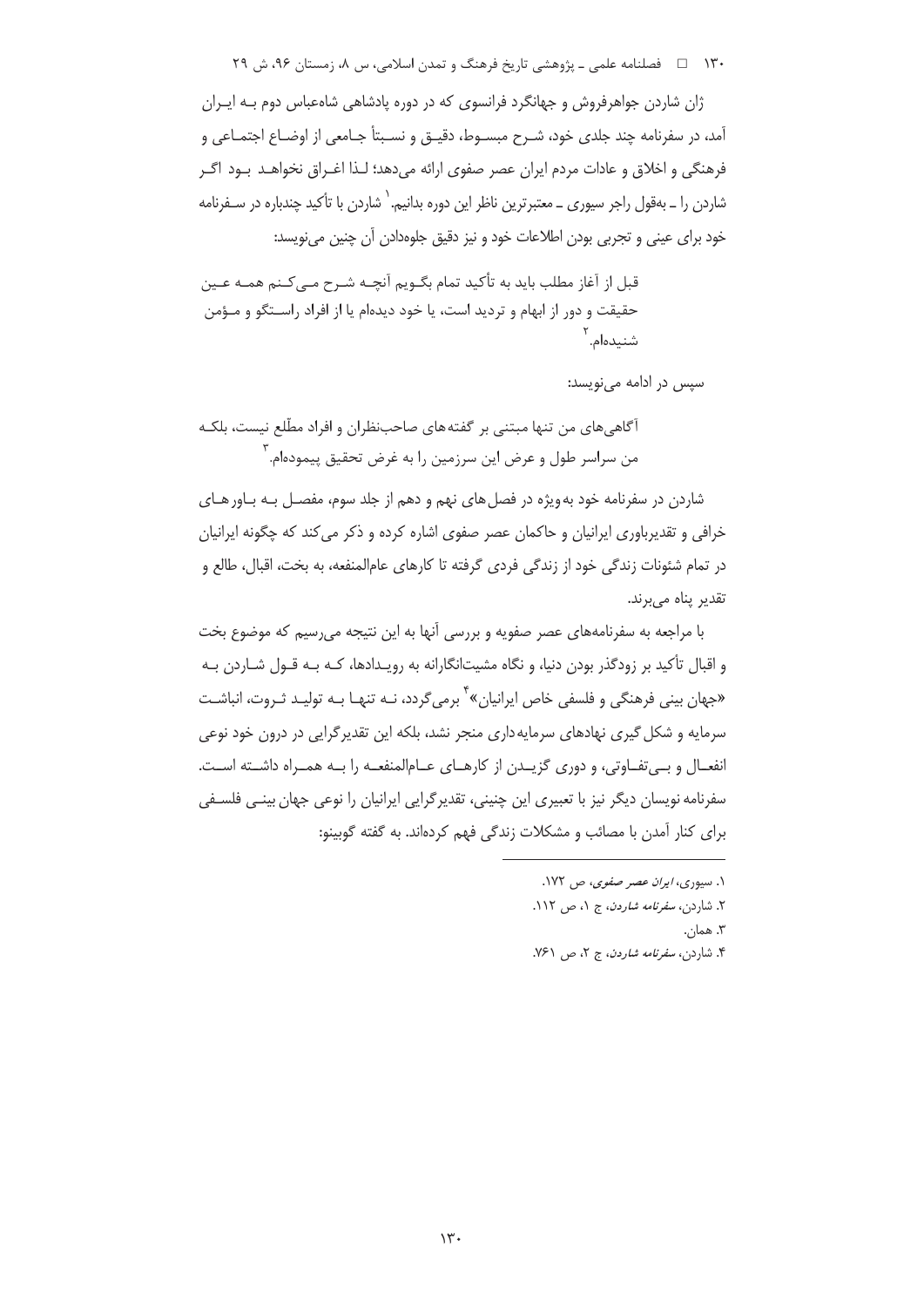ژان شاردن جواهرفروش و جهانگرد فرانسوی که در دوره پادشاهی شاه‌عباس دوم بـه ایـران آمد، در سفرنامه چند جلدی خود، شـرح مبسـوط، دقیـق و نسـبتاً جـامعی از اوضـاع اجتمـاعی و فرهنگی و اخلاق و عادات مردم ایران عصر صفوی ارائه می‌دهد؛ لـذا اغـراق نخواهـد بـود اگـر شاردن را ـ به‌قول راجر سیوری ـ معتبرترین ناظر این دوره بدانیم.[1] شاردن با تأکید چندباره در سـفرنامه خود برای عینی و تجربی بودن اطلاعات خود و نیز دقیق جلوه‌دادن آن چنین می‌نویسد:

> قبل از آغاز مطلب باید به تأکید تمام بگـویم آنچـه شـرح مـی‌کـنم همـه عـین حقیقت و دور از ابهام و تردید است، یا خود دیده‌ام یا از افراد راسـتگو و مـؤمن شنیده‌ام.[2]

سپس در ادامه می‌نویسد:

> آگاهی‌های من تنها مبتنی بر گفته‌های صاحب‌نظران و افراد مطّلع نیست، بلکـه من سراسر طول و عرض این سرزمین را به غرض تحقیق پیموده‌ام.[3]

شاردن در سفرنامه خود به‌ویژه در فصل‌های نهم و دهم از جلد سوم، مفصـل بـه بـاورهـای خرافی و تقدیرباوری ایرانیان و حاکمان عصر صفوی اشاره کرده و ذکر می‌کند که چگونه ایرانیان در تمام شئونات زندگی خود از زندگی فردی گرفته تا کارهای عام‌المنفعه، به بخت، اقبال، طالع و تقدیر پناه می‌برند.

با مراجعه به سفرنامه‌های عصر صفویه و بررسی آنها به این نتیجه می‌رسیم که موضوع بخت و اقبال تأکید بر زودگذر بودن دنیا، و نگاه مشیت‌انگارانه به رویـدادها، کـه بـه قـول شـاردن بـه «جهان بینی فرهنگی و فلسفی خاص ایرانیان»[4] برمی‌گردد، نـه تنهـا بـه تولیـد ثـروت، انباشـت سرمایه و شکل‌گیری نهادهای سرمایه‌داری منجر نشد، بلکه این تقدیرگرایی در درون خود نوعی انفعـال و بـی‌تفـاوتی، و دوری گزیـدن از کارهـای عـام‌المنفعـه را بـه همـراه داشـته اسـت. سفرنامه نویسان دیگر نیز با تعبیری این چنینی، تقدیرگرایی ایرانیان را نوعی جهان بینـی فلسـفی برای کنار آمدن با مصائب و مشکلات زندگی فهم کرده‌اند. به گفته گوبینو:

---

۱. سیوری، *ایران عصر صفوی*، ص ۱۷۲.

۲. شاردن، *سفرنامه شاردن*، ج ۱، ص ۱۱۲.

۳. همان.

۴. شاردن، *سفرنامه شاردن*، ج ۲، ص ۷۶۱.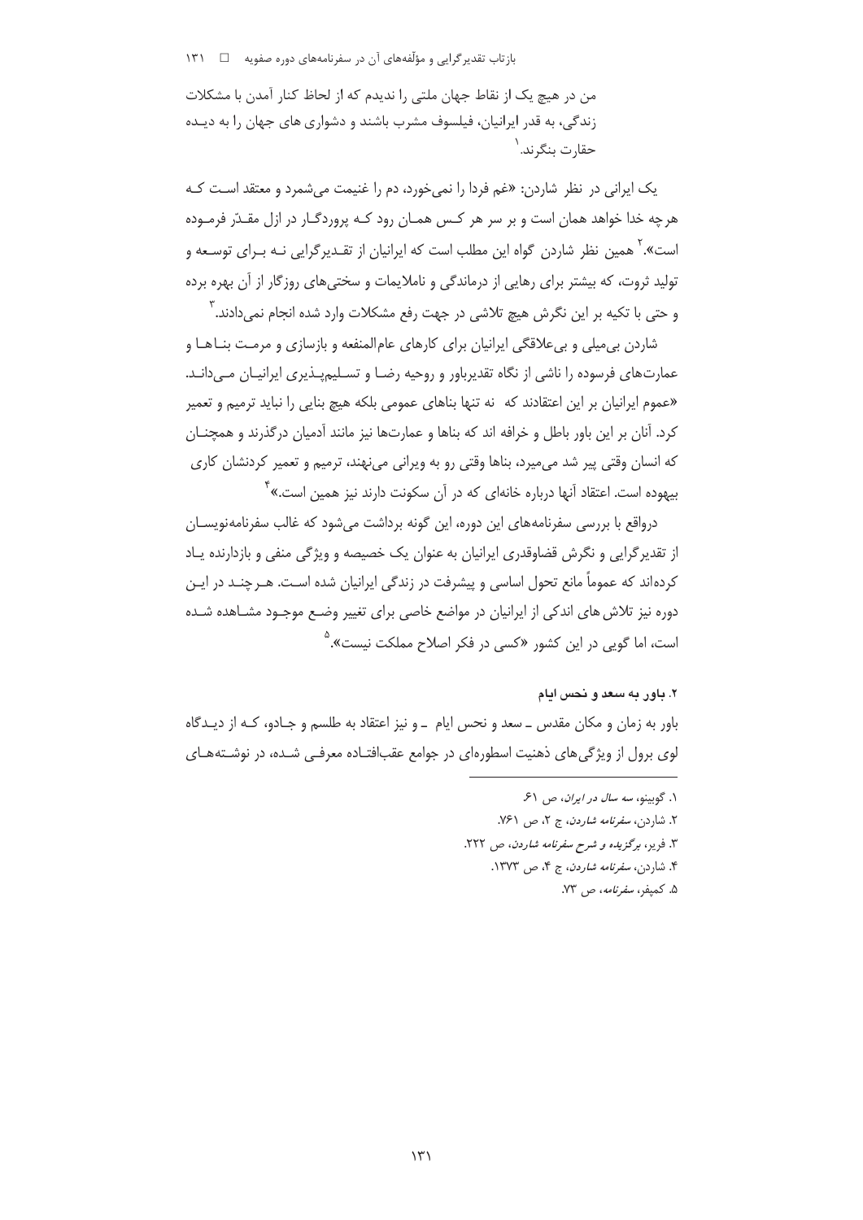من در هیچ یک از نقاط جهان ملتی را ندیدم که از لحاظ کنار آمدن با مشکلات زندگی، به قدر ایرانیان، فیلسوف مشرب باشند و دشواری های جهان را به دیده حقارت بنگرند.[1]

یک ایرانی در نظر شاردن: «غم فردا را نمی‌خورد، دم را غنیمت می‌شمرد و معتقد است که هرچه خدا خواهد همان است و بر سر هر کس همان رود که پروردگار در ازل مقدّر فرموده است».[2] همین نظر شاردن گواه این مطلب است که ایرانیان از تقدیرگرایی نه برای توسعه و تولید ثروت، که بیشتر برای رهایی از درماندگی و ناملایمات و سختی‌های روزگار از آن بهره برده و حتی با تکیه بر این نگرش هیچ تلاشی در جهت رفع مشکلات وارد شده انجام نمی‌دادند.[3]

شاردن بی‌میلی و بی‌علاقگی ایرانیان برای کارهای عام‌المنفعه و بازسازی و مرمت بناها و عمارت‌های فرسوده را ناشی از نگاه تقدیرباور و روحیه رضا و تسلیم‌پذیری ایرانیان می‌داند. «عموم ایرانیان بر این اعتقادند که نه تنها بناهای عمومی بلکه هیچ بنایی را نباید ترمیم و تعمیر کرد. آنان بر این باور باطل و خرافه اند که بناها و عمارت‌ها نیز مانند آدمیان درگذرند و همچنان که انسان وقتی پیر شد می‌میرد، بناها وقتی رو به ویرانی می‌نهند، ترمیم و تعمیر کردنشان کاری بیهوده است. اعتقاد آنها درباره خانه‌ای که در آن سکونت دارند نیز همین است.»[4]

درواقع با بررسی سفرنامه‌های این دوره، این گونه برداشت می‌شود که غالب سفرنامه‌نویسان از تقدیرگرایی و نگرش قضاوقدری ایرانیان به عنوان یک خصیصه و ویژگی منفی و بازدارنده یاد کرده‌اند که عموماً مانع تحول اساسی و پیشرفت در زندگی ایرانیان شده است. هرچند در این دوره نیز تلاش های اندکی از ایرانیان در مواضع خاصی برای تغییر وضع موجود مشاهده شده است، اما گویی در این کشور «کسی در فکر اصلاح مملکت نیست».[5]

## ۲. باور به سعد و نحس ایام

باور به زمان و مکان مقدس ـ سعد و نحس ایام ـ و نیز اعتقاد به طلسم و جادو، که از دیدگاه لوی برول از ویژگی‌های ذهنیت اسطوره‌ای در جوامع عقب‌افتاده معرفی شده، در نوشته‌های

---

۱. گوبینو، *سه سال در ایران*، ص ۶۱.

۲. شاردن، *سفرنامه شاردن*، ج ۲، ص ۷۶۱.

۳. فریر، *برگزیده و شرح سفرنامه شاردن*، ص ۲۲۲.

۴. شاردن، *سفرنامه شاردن*، ج ۴، ص ۱۳۷۳.

۵. کمپفر، *سفرنامه*، ص ۷۳.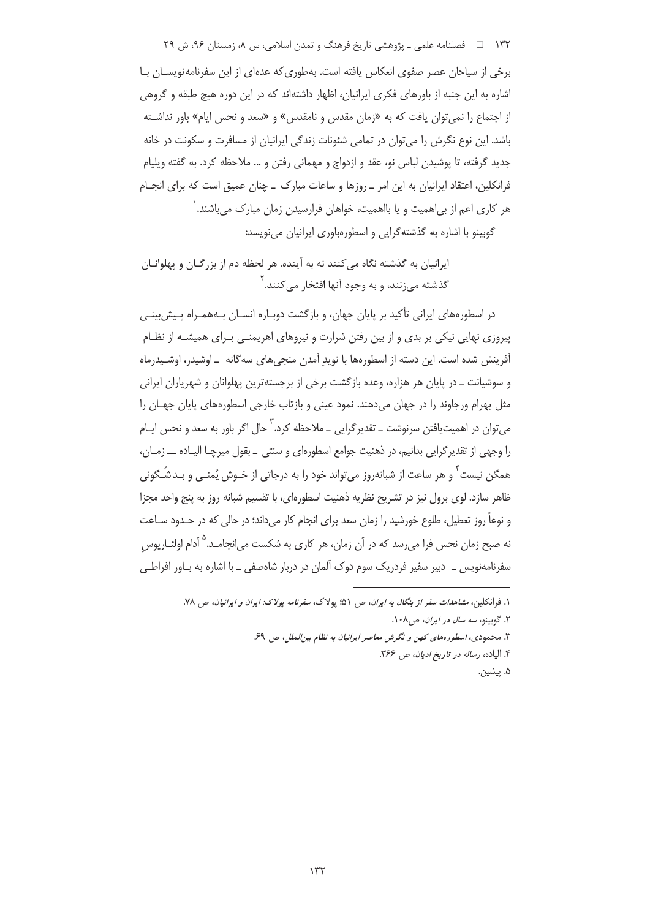برخی از سیاحان عصر صفوی انعکاس یافته است. به‌طوری‌که عده‌ای از این سفرنامه‌نویسان با اشاره به این جنبه از باورهای فکری ایرانیان، اظهار داشته‌اند که در این دوره هیچ طبقه و گروهی از اجتماع را نمی‌توان یافت که به «زمان مقدس و نامقدس» و «سعد و نحس ایام» باور نداشته باشد. این نوع نگرش را می‌توان در تمامی شئونات زندگی ایرانیان از مسافرت و سکونت در خانه جدید گرفته، تا پوشیدن لباس نو، عقد و ازدواج و مهمانی رفتن و ... ملاحظه کرد. به گفته ویلیام فرانکلین، اعتقاد ایرانیان به این امر ـ روزها و ساعات مبارک ـ چنان عمیق است که برای انجام هر کاری اعم از بی‌اهمیت و یا بااهمیت، خواهان فرارسیدن زمان مبارک می‌باشند.[1]

گوبینو با اشاره به گذشته‌گرایی و اسطوره‌باوری ایرانیان می‌نویسد:

> ایرانیان به گذشته نگاه می‌کنند نه به آینده. هر لحظه دم از بزرگان و پهلوانان گذشته می‌زنند، و به وجود آنها افتخار می‌کنند.[2]

در اسطوره‌های ایرانی تأکید بر پایان جهان، و بازگشت دوباره انسان به‌همراه پیش‌بینی پیروزی نهایی نیکی بر بدی و از بین رفتن شرارت و نیروهای اهریمنی برای همیشه از نظام آفرینش شده است. این دسته از اسطوره‌ها با نویدِ آمدن منجی‌های سه‌گانه ـ اوشیدر، اوشیدرماه و سوشیانت ـ در پایان هر هزاره، وعده بازگشت برخی از برجسته‌ترین پهلوانان و شهریاران ایرانی مثل بهرام ورجاوند را در جهان می‌دهند. نمود عینی و بازتاب خارجی اسطوره‌های پایان جهان را می‌توان در اهمیت‌یافتن سرنوشت ـ تقدیرگرایی ـ ملاحظه کرد.[3] حال اگر باور به سعد و نحس ایام را وجهی از تقدیرگرایی بدانیم، در ذهنیت جوامع اسطوره‌ای و سنتی ـ بقول میرچا الیاده ـــ زمان، همگن نیست[4] و هر ساعت از شبانه‌روز می‌تواند خود را به درجاتی از خوش یُمنی و بدشُگونی ظاهر سازد. لوی برول نیز در تشریح نظریه ذهنیت اسطوره‌ای، با تقسیم شبانه روز به پنج واحد مجزا و نوعاً روز تعطیل، طلوع خورشید را زمان سعد برای انجام کار می‌داند؛ در حالی که در حدود ساعت نه صبح زمان نحس فرا می‌رسد که در آن زمان، هر کاری به شکست می‌انجامد.[5] آدام اولئاریوسِ سفرنامه‌نویس ـ دبیر سفیر فردریک سوم دوک آلمان در دربار شاه‌صفی ـ با اشاره به باور افراطی

---

1. فرانکلین، *مشاهدات سفر از بنگال به ایران*، ص ۵۱؛ پولاک، *سفرنامه پولاک: ایران و ایرانیان*، ص ۷۸.
2. گوبینو، *سه سال در ایران*، ص۱۰۸.
3. محمودی، *اسطوره‌های کهن و نگرش معاصر ایرانیان به نظام بین‌الملل*، ص ۶۹.
4. الیاده، *رساله در تاریخ ادیان*، ص ۳۶۶.
5. پیشین.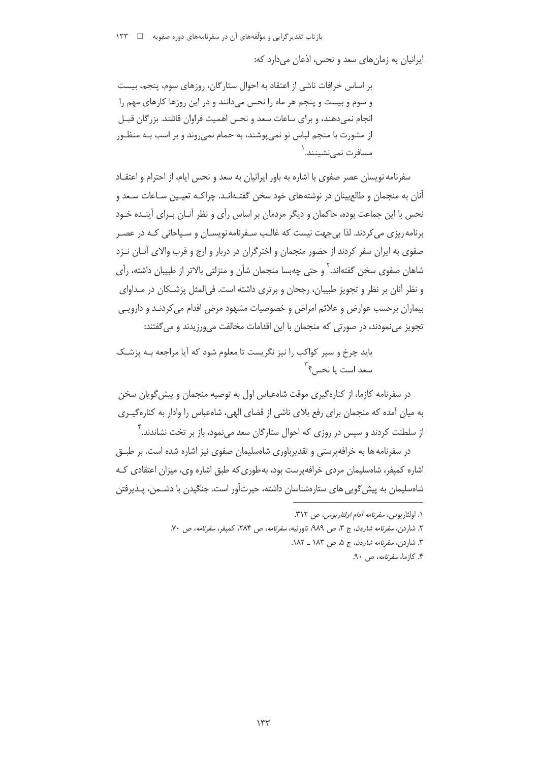ایرانیان به زمان‌های سعد و نحس، اذعان می‌دارد که:

> بر اساس خرافات ناشی از اعتقاد به احوال ستارگان، روزهای سوم، پنجم، بیست و سوم و بیست و پنجم هر ماه را نحس می‌دانند و در این روزها کارهای مهم را انجام نمی‌دهند، و برای ساعات سعد و نحس اهمیت فراوان قائلند. بزرگان قبل از مشورت با منجم لباس نو نمی‌پوشند، به حمام نمی‌روند و بر اسب به منظور مسافرت نمی‌نشینند.[1]

سفرنامه نویسان عصر صفوی با اشاره به باور ایرانیان به سعد و نحس ایام، از احترام و اعتقاد آنان به منجمان و طالع‌بینان در نوشته‌های خود سخن گفته‌اند. چراکه تعیین ساعات سعد و نحس با این جماعت بوده، حاکمان و دیگر مردمان بر اساس رأی و نظر آنان برای آینده خود برنامه ریزی می‌کردند. لذا بی‌جهت نیست که غالب سفرنامه‌نویسان و سیاحانی که در عصر صفوی به ایران سفر کردند از حضور منجمان و اخترگران در دربار و ارج و قرب والای آنان نزد شاهان صفوی سخن گفته‌اند.[2] و حتی چه‌بسا منجمان شأن و منزلتی بالاتر از طبیبان داشته، رأی و نظر آنان بر نظر و تجویز طبیبان، رجحان و برتری داشته است. فی‌المثل پزشکان در مداوای بیماران برحسب عوارض و علائم امراض و خصوصیات مشهود مرض اقدام می‌کردند و دارویی تجویز می‌نمودند، در صورتی که منجمان با این اقدامات مخالفت می‌ورزیدند و می‌گفتند:

> باید چرخ و سیر کواکب را نیز نگریست تا معلوم شود که آیا مراجعه به پزشک سعد است یا نحس؟[3]

در سفرنامه کازما، از کناره‌گیری موقت شاه‌عباس اول به توصیه منجمان و پیش‌گویان سخن به میان آمده که منجمان برای رفع بلای ناشی از قضای الهی، شاه‌عباس را وادار به کناره‌گیری از سلطنت کردند و سپس در روزی که احوال ستارگان سعد می‌نمود، باز بر تخت نشاندند.[4]

در سفرنامه ها به خرافه‌پرستی و تقدیرباوری شاه‌سلیمان صفوی نیز اشاره شده است. بر طبق اشاره کمپفر، شاه‌سلیمان مردی خرافه‌پرست بود، به‌طوری‌که طبق اشاره وی، میزان اعتقادی که شاه‌سلیمان به پیش‌گویی های ستاره‌شناسان داشته، حیرت‌آور است. جنگیدن با دشمن، پذیرفتن

---

۱. اولئاریوس، *سفرنامه آدام اولئاریوس*، ص ۳۱۲.

۲. شاردن، *سفرنامه شاردن*، ج ۳، ص ۹۸۹، تاورنیه، *سفرنامه*، ص ۲۸۴، کمپفر، *سفرنامه*، ص ۷۰.

۳. شاردن، *سفرنامه شاردن*، ج ۵، ص ۱۸۳ ـ ۱۸۲.

۴. کازما، *سفرنامه*، ص ۹۰.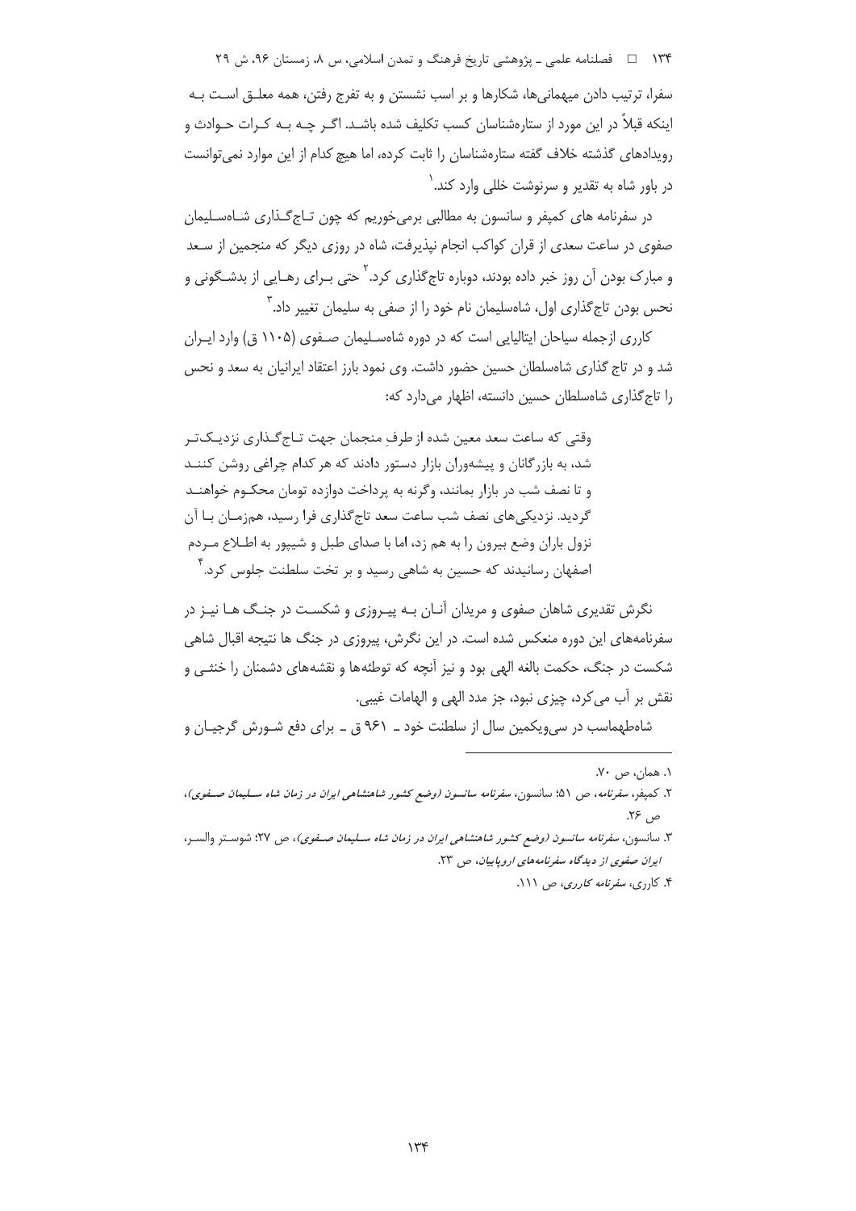سفرا، ترتیب دادن میهمانی‌ها، شکارها و بر اسب نشستن و به تفرج رفتن، همه معلق است به اینکه قبلاً در این مورد از ستاره‌شناسان کسب تکلیف شده باشد. اگر چه به کرات حوادث و رویدادهای گذشته خلاف گفته ستاره‌شناسان را ثابت کرده، اما هیچ کدام از این موارد نمی‌توانست در باور شاه به تقدیر و سرنوشت خللی وارد کند.[1]

در سفرنامه های کمپفر و سانسون به مطالبی برمی‌خوریم که چون تاج‌گذاری شاه‌سلیمان صفوی در ساعت سعدی از قران کواکب انجام نپذیرفت، شاه در روزی دیگر که منجمین از سعد و مبارک بودن آن روز خبر داده بودند، دوباره تاج‌گذاری کرد.[2] حتی برای رهایی از بدشگونی و نحس بودن تاج‌گذاری اول، شاه‌سلیمان نام خود را از صفی به سلیمان تغییر داد.[3]

کاری ازجمله سیاحان ایتالیایی است که در دوره شاه‌سلیمان صفوی (۱۱۰۵ ق) وارد ایران شد و در تاج گذاری شاه‌سلطان حسین حضور داشت. وی نمود بارز اعتقاد ایرانیان به سعد و نحس را تاج‌گذاری شاه‌سلطان حسین دانسته، اظهار می‌دارد که:

> وقتی که ساعت سعد معین شده از طرفِ منجمان جهت تاج‌گذاری نزدیک‌تر شد، به بازرگانان و پیشه‌وران بازار دستور دادند که هرکدام چراغی روشن کنند و تا نصف شب در بازار بمانند، وگرنه به پرداخت دوازده تومان محکوم خواهند گردید. نزدیکی‌های نصف شب ساعت سعد تاج‌گذاری فرا رسید، هم‌زمان با آن نزول باران وضع بیرون را به هم زد، اما با صدای طبل و شیپور به اطلاع مردم اصفهان رسانیدند که حسین به شاهی رسید و بر تخت سلطنت جلوس کرد.[4]

نگرش تقدیری شاهان صفوی و مریدان آنان به پیروزی و شکست در جنگ ها نیز در سفرنامه‌های این دوره منعکس شده است. در این نگرش، پیروزی در جنگ ها نتیجه اقبال شاهی شکست در جنگ، حکمت بالغه الهی بود و نیز آنچه که توطئه‌ها و نقشه‌های دشمنان را خنثی و نقش بر آب می‌کرد، چیزی نبود، جز مدد الهی و الهامات غیبی.

شاه‌طهماسب در سی‌ویکمین سال از سلطنت خود ـ ۹۶۱ ق ـ برای دفع شورش گرجیان و

---

۱. همان، ص ۷۰.

۲. کمپفر، *سفرنامه*، ص ۵۱؛ سانسون، *سفرنامه سانسون (وضع کشور شاهنشاهی ایران در زمان شاه سلیمان صفوی)*، ص ۲۶.

۳. سانسون، *سفرنامه سانسون (وضع کشور شاهنشاهی ایران در زمان شاه سلیمان صفوی)*، ص ۲۷؛ شوستر والسر، *ایران صفوی از دیدگاه سفرنامه‌های اروپاییان*، ص ۲۳.

۴. کاری، *سفرنامه کاری*، ص ۱۱۱.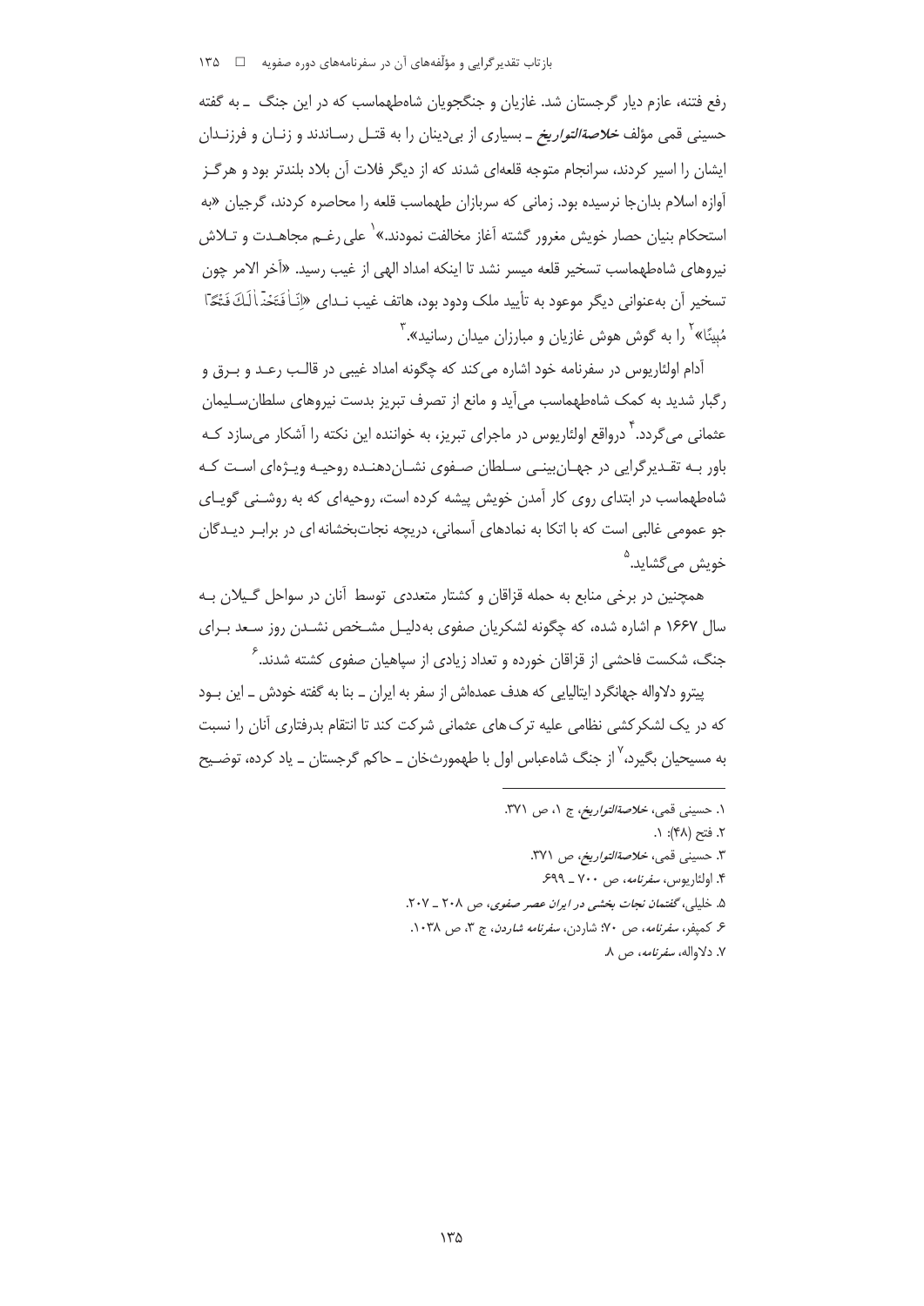رفع فتنه، عازم دیار گرجستان شد. غازیان و جنگجویان شاه‌طهماسب که در این جنگ ـ به گفته حسینی قمی مؤلف *خلاصة‌التواریخ* ـ بسیاری از بی‌دینان را به قتـل رسـاندند و زنـان و فرزنـدان ایشان را اسیر کردند، سرانجام متوجه قلعه‌ای شدند که از دیگر فلات آن بلاد بلندتر بود و هرگـز آوازه اسلام بدان‌جا نرسیده بود. زمانی که سربازان طهماسب قلعه را محاصره کردند، گرجیان «به استحکام بنیان حصار خویش مغرور گشته آغاز مخالفت نمودند.»[1] علی رغـم مجاهـدت و تـلاش نیروهای شاه‌طهماسب تسخیر قلعه میسر نشد تا اینکه امداد الهی از غیب رسید. «آخر الامر چون تسخیر آن به‌عنوانی دیگر موعود به تأیید ملک ودود بود، هاتف غیب نـدای «اِنَّا فَتَحْنَا لَكَ فَتْحًا مُبِينًا»[2] را به گوش هوش غازیان و مبارزان میدان رسانید».[3]

آدام اولئاریوس در سفرنامه خود اشاره می‌کند که چگونه امداد غیبی در قالـب رعـد و بـرق و رگبار شدید به کمک شاه‌طهماسب می‌آید و مانع از تصرف تبریز بدست نیروهای سلطان‌سـلیمان عثمانی می‌گردد.[4] درواقع اولئاریوس در ماجرای تبریز، به خواننده این نکته را آشکار می‌سازد کـه باور بـه تقـدیرگرایی در جهـان‌بینـی سـلطان صـفوی نشـان‌دهنـده روحیـه ویـژه‌ای اسـت کـه شاه‌طهماسب در ابتدای روی کار آمدن خویش پیشه کرده است، روحیه‌ای که به روشـنی گویـای جو عمومی غالبی است که با اتکا به نمادهای آسمانی، دریچه نجات‌بخشانه ای در برابـر دیـدگان خویش می‌گشاید.[5]

همچنین در برخی منابع به حمله قزاقان و کشتار متعددی توسط آنان در سواحل گـیلان بـه سال ۱۶۶۷ م اشاره شده، که چگونه لشکریان صفوی به‌دلیـل مشـخص نشـدن روز سـعد بـرای جنگ، شکست فاحشی از قزاقان خورده و تعداد زیادی از سپاهیان صفوی کشته شدند.[6]

پیترو دلاواله جهانگرد ایتالیایی که هدف عمده‌اش از سفر به ایران ـ بنا به گفته خودش ـ این بـود که در یک لشکرکشی نظامی علیه ترک‌های عثمانی شرکت کند تا انتقام بدرفتاری آنان را نسبت به مسیحیان بگیرد،[7] از جنگ شاه‌عباس اول با طهمورث‌خان ـ حاکم گرجستان ـ یاد کرده، توضـیح

---

۱. حسینی قمی، *خلاصة‌التواریخ*، ج ۱، ص ۳۷۱.
۲. فتح (۴۸): ۱.
۳. حسینی قمی، *خلاصة‌التواریخ*، ص ۳۷۱.
۴. اولئاریوس، *سفرنامه*، ص ۷۰۰ ـ ۶۹۹.
۵. خلیلی، *گفتمان نجات بخشی در ایران عصر صفوی*، ص ۲۰۸ ـ ۲۰۷.
۶. کمپفر، *سفرنامه*، ص ۷۰؛ شاردن، *سفرنامه شاردن*، ج ۳، ص ۱۰۳۸.
۷. دلاواله، *سفرنامه*، ص ۸.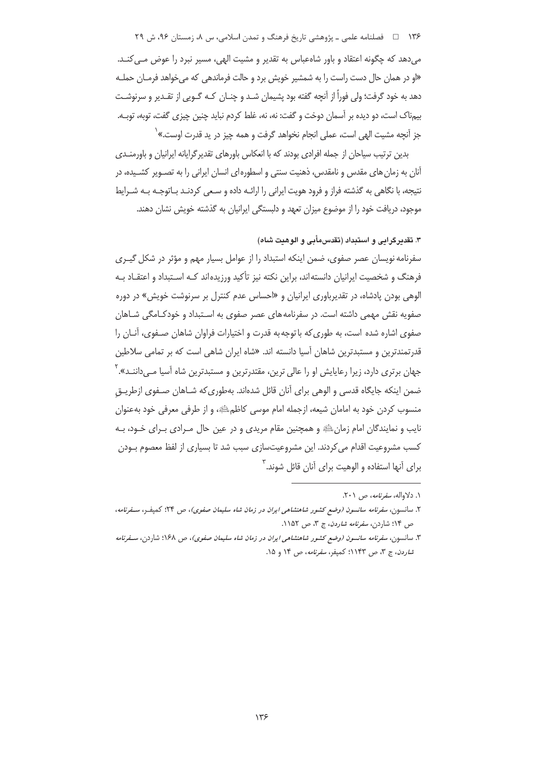می‌دهد که چگونه اعتقاد و باور شاه‌عباس به تقدیر و مشیت الهی، مسیر نبرد را عوض مــی‌کنـد. «او در همان حال دست راست را به شمشیر خویش برد و حالت فرماندهی که می‌خواهد فرمـان حملـه دهد به خود گرفت؛ ولی فوراً از آنچه گفته بود پشیمان شـد و چنـان کـه گـویی از تقـدیر و سرنوشـت بیمناک است، دو دیده بر آسمان دوخت و گفت: نه، نه، غلط کردم نباید چنین چیزی گفت، توبه، توبـه. جز آنچه مشیت الهی است، عملی انجام نخواهد گرفت و همه چیز در ید قدرت اوست.»[1]

بدین ترتیب سیاحان از جمله افرادی بودند که با انعکاس باورهای تقدیرگرایانه ایرانیان و باورمنـدی آنان به زمان‌های مقدس و نامقدس، ذهنیت سنتی و اسطوره‌ای انسان ایرانی را به تصـویر کشـیده، در نتیجه، با نگاهی به گذشته فراز و فرود هویت ایرانی را ارائـه داده و سـعی کردنـد بـاتوجـه بـه شـرایط موجود، دریافت خود را از موضوع میزان تعهد و دلبستگی ایرانیان به گذشته خویش نشان دهند.

### ۳. تقدیرگرایی و استبداد (تقدس‌مأبی و الوهیت شاه)

سفرنامه نویسان عصر صفوی، ضمن اینکه استبداد را از عوامل بسیار مهم و مؤثر در شکل گیـری فرهنگ و شخصیت ایرانیان دانسته‌اند، براین نکته نیز تأکید ورزیده‌اند کـه اسـتبداد و اعتقـاد بـه الوهی بودن پادشاه، در تقدیرباوری ایرانیان و «احساس عدم کنترل بر سرنوشت خویش» در دوره صفویه نقش مهمی داشته است. در سفرنامه‌های عصر صفوی به اسـتبداد و خودکـامگی شـاهان صفوی اشاره شده است، به طوری‌که باتوجه‌به قدرت و اختیارات فراوان شاهان صـفوی، آنـان را قدرتمندترین و مستبدترین شاهان آسیا دانسته اند. «شاه ایران شاهی است که بر تمامی سلاطین جهان برتری دارد، زیرا رعایایش او را عالی ترین، مقتدرترین و مستبدترین شاه آسیا مـی‌داننـد».[2] ضمن اینکه جایگاه قدسی و الوهی برای آنان قائل شده‌اند. به‌طوری‌که شـاهان صـفوی ازطریـقِ منسوب کردن خود به امامان شیعه، ازجمله امام موسی کاظمؑ، و از طرفی معرفی خود به‌عنوان نایب و نمایندگان امام زمانؑ و همچنین مقام مریدی و در عین حال مـرادی بـرای خـود، بـه کسب مشروعیت اقدام می‌کردند. این مشروعیت‌سازی سبب شد تا بسیاری از لفظ معصوم بـودن برای آنها استفاده و الوهیت برای آنان قائل شوند.[3]

---

۱. دلاواله، *سفرنامه*، ص ۲۰۱.

۲. سانسون، *سفرنامه سانسون (وضع کشور شاهنشاهی ایران در زمان شاه سلیمان صفوی)*، ص ۲۴؛ کمپفـر، *سـفرنامه*، ص ۱۴؛ شاردن، *سفرنامه شاردن*، ج ۳، ص ۱۱۵۲.

۳. سانسون، *سفرنامه سانسون (وضع کشور شاهنشاهی ایران در زمان شاه سلیمان صفوی)*، ص ۱۶۸؛ شاردن، *سـفرنامه شاردن*، ج ۳، ص ۱۱۴۳؛ کمپفر، *سفرنامه*، ص ۱۴ و ۱۵.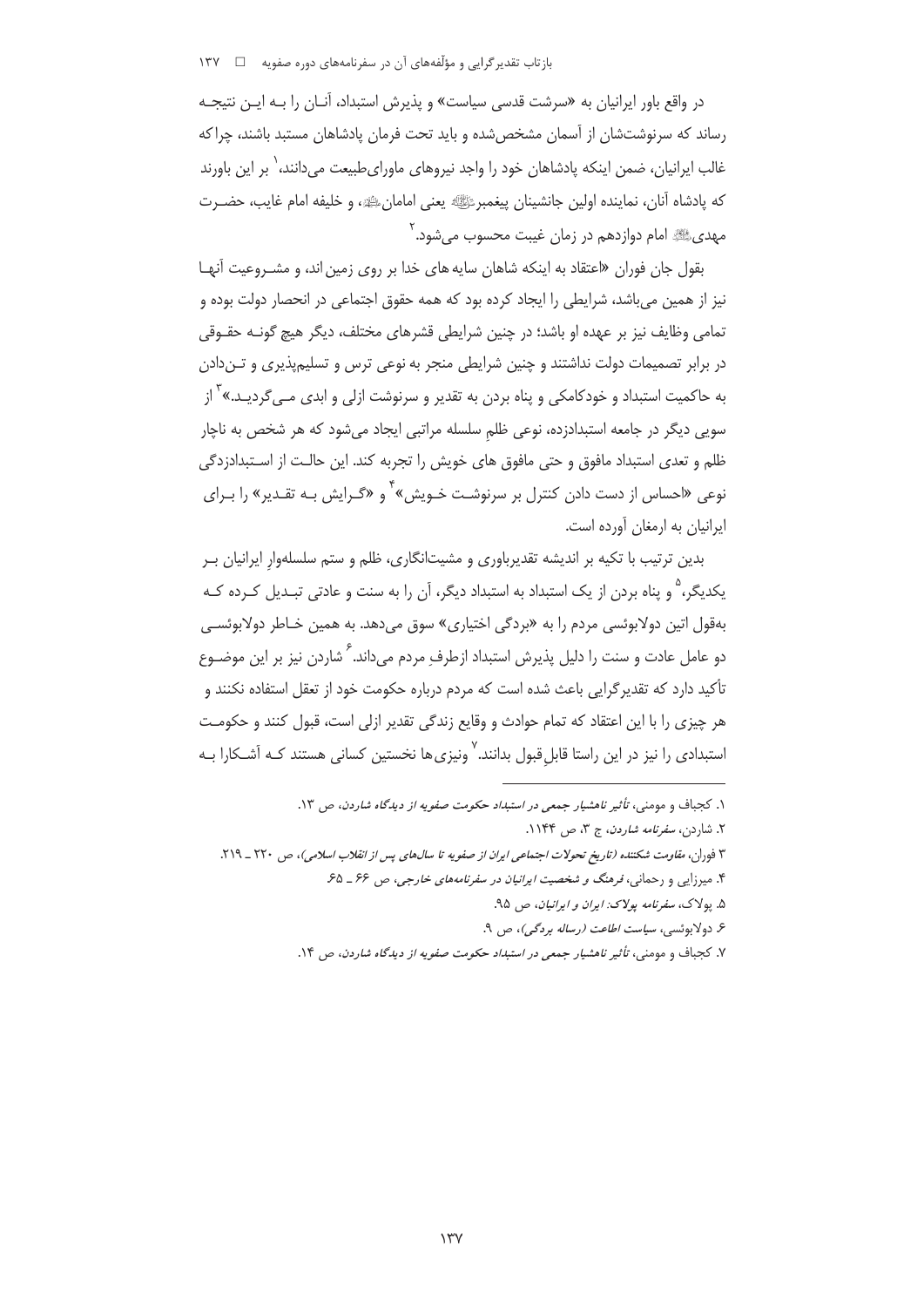در واقع باور ایرانیان به «سرشت قدسی سیاست» و پذیرش استبداد، آنان را به این نتیجه رساند که سرنوشت‌شان از آسمان مشخص‌شده و باید تحت فرمان پادشاهان مستبد باشند، چراکه غالب ایرانیان، ضمن اینکه پادشاهان خود را واجد نیروهای ماورای‌طبیعت می‌دانند،[1] بر این باورند که پادشاه آنان، نماینده اولین جانشینان پیغمبر ﷺ یعنی امامان ﷺ، و خلیفه امام غایب، حضرت مهدی ﷺ امام دوازدهم در زمان غیبت محسوب می‌شود.[2]

بقول جان فوران «اعتقاد به اینکه شاهان سایه های خدا بر روی زمین اند، و مشروعیت آنها نیز از همین می‌باشد، شرایطی را ایجاد کرده بود که همه حقوق اجتماعی در انحصار دولت بوده و تمامی وظایف نیز بر عهده او باشد؛ در چنین شرایطی قشرهای مختلف، دیگر هیچ گونه حقوقی در برابر تصمیمات دولت نداشتند و چنین شرایطی منجر به نوعی ترس و تسلیم‌پذیری و تن‌دادن به حاکمیت استبداد و خودکامکی و پناه بردن به تقدیر و سرنوشت ازلی و ابدی می‌گردید.»[3] از سویی دیگر در جامعه استبدادزده، نوعی ظلمِ سلسله مراتبی ایجاد می‌شود که هر شخص به ناچار ظلم و تعدی استبداد مافوق و حتی مافوق های خویش را تجربه کند. این حالت از استبدادزدگی نوعی «احساس از دست دادن کنترل بر سرنوشت خویش»[4] و «گرایش به تقدیر» را برای ایرانیان به ارمغان آورده است.

بدین ترتیب با تکیه بر اندیشه تقدیرباوری و مشیت‌انگاری، ظلم و ستم سلسله‌وارِ ایرانیان بر یکدیگر،[5] و پناه بردن از یک استبداد به استبداد دیگر، آن را به سنت و عادتی تبدیل کرده که به‌قول اتین دولابوئسی مردم را به «بردگی اختیاری» سوق می‌دهد. به همین خاطر دولابوئسی دو عامل عادت و سنت را دلیل پذیرش استبداد ازطرفِ مردم می‌داند.[6] شاردن نیز بر این موضوع تأکید دارد که تقدیرگرایی باعث شده است که مردم درباره حکومت خود از تعقل استفاده نکنند و هر چیزی را با این اعتقاد که تمام حوادث و وقایع زندگی تقدیر ازلی است، قبول کنند و حکومت استبدادی را نیز در این راستا قابلِ‌قبول بدانند.[7] ونیزی‌ها نخستین کسانی هستند که آشکارا به

---

۱. کجباف و مومنی، *تأثیر ناهشیار جمعی در استبداد حکومت صفویه از دیدگاه شاردن*، ص ۱۳.

۲. شاردن، *سفرنامه شاردن*، ج ۳، ص ۱۱۴۴.

۳ فوران، *مقاومت شکننده (تاریخ تحولات اجتماعی ایران از صفویه تا سال‌های پس از انقلاب اسلامی)*، ص ۲۲۰ ـ ۲۱۹.

۴. میرزایی و رحمانی، *فرهنگ و شخصیت ایرانیان در سفرنامه‌های خارجی*، ص ۶۶ ـ ۶۵.

۵. پولاک، *سفرنامه پولاک: ایران و ایرانیان*، ص ۹۵.

۶. دولابوئسی، *سیاست اطاعت (رساله بردگی)*، ص ۹.

۷. کجباف و مومنی، *تأثیر ناهشیار جمعی در استبداد حکومت صفویه از دیدگاه شاردن*، ص ۱۴.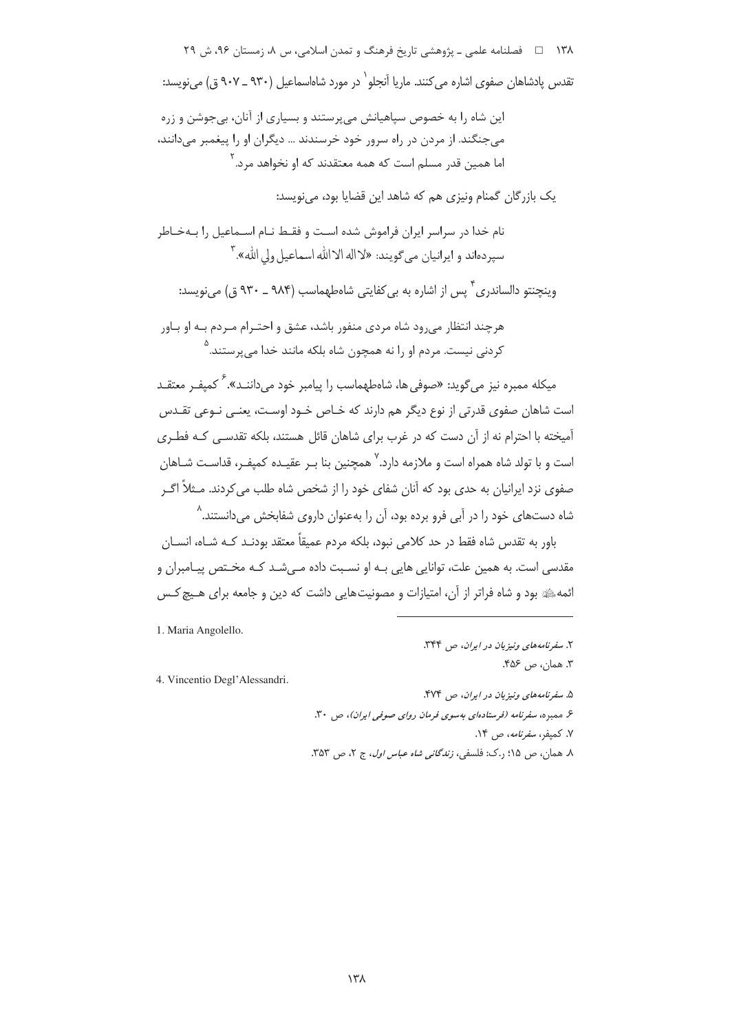تقدس پادشاهان صفوی اشاره می‌کنند. ماریا آنجلو[1] در مورد شاه‌اسماعیل (۹۳۰ ـ ۹۰۷ ق) می‌نویسد:

> این شاه را به خصوص سپاهیانش می‌پرستند و بسیاری از آنان، بی‌جوشن و زره می‌جنگند. از مردن در راه سرور خود خرسندند ... دیگران او را پیغمبر می‌دانند، اما همین قدر مسلم است که همه معتقدند که او نخواهد مرد.[2]

یک بازرگان گمنام ونیزی هم که شاهد این قضایا بود، می‌نویسد:

> نام خدا در سراسر ایران فراموش شده است و فقط نام اسماعیل را به‌خاطر سپرده‌اند و ایرانیان می‌گویند: «لااله الاالله اسماعیل ولی الله».[3]

وینچنتو دالساندری[4] پس از اشاره به بی‌کفایتی شاه‌طهماسب (۹۸۴ ـ ۹۳۰ ق) می‌نویسد:

> هرچند انتظار می‌رود شاه مردی منفور باشد، عشق و احترام مردم به او باور کردنی نیست. مردم او را نه همچون شاه بلکه مانند خدا می‌پرستند.[5]

میکله ممبره نیز می‌گوید: «صوفی‌ها، شاه‌طهماسب را پیامبر خود می‌دانند».[6] کمپفر معتقد است شاهان صفوی قدرتی از نوع دیگر هم دارند که خاص خود اوست، یعنی نوعی تقدس آمیخته با احترام نه از آن دست که در غرب برای شاهان قائل هستند، بلکه تقدسی که فطری است و با تولد شاه همراه است و ملازمه دارد.[7] همچنین بنا بر عقیده کمپفر، قداست شاهان صفوی نزد ایرانیان به حدی بود که آنان شفای خود را از شخص شاه طلب می‌کردند. مثلاً اگر شاه دست‌های خود را در آبی فرو برده بود، آن را به‌عنوان داروی شفابخش می‌دانستند.[8]

باور به تقدس شاه فقط در حد کلامی نبود، بلکه مردم عمیقاً معتقد بودند که شاه، انسان مقدسی است. به همین علت، توانایی هایی به او نسبت داده می‌شد که مختص پیامبران و ائمه ﷺ بود و شاه فراتر از آن، امتیازات و مصونیت‌هایی داشت که دین و جامعه برای هیچ‌کس

---

1. Maria Angolello.
2. *سفرنامه‌های ونیزیان در ایران*، ص ۳۴۴.
3. همان، ص ۴۵۶.
4. Vincentio Degl'Alessandri.
5. *سفرنامه‌های ونیزیان در ایران*، ص ۴۷۴.
6. ممبره، *سفرنامه (فرستاده‌ای به‌سوی فرمان روای صوفی ایران)*، ص ۳۰.
7. کمپفر، *سفرنامه*، ص ۱۴.
8. همان، ص ۱۵؛ ر.ک: فلسفی، *زندگانی شاه عباس اول*، ج ۲، ص ۳۵۳.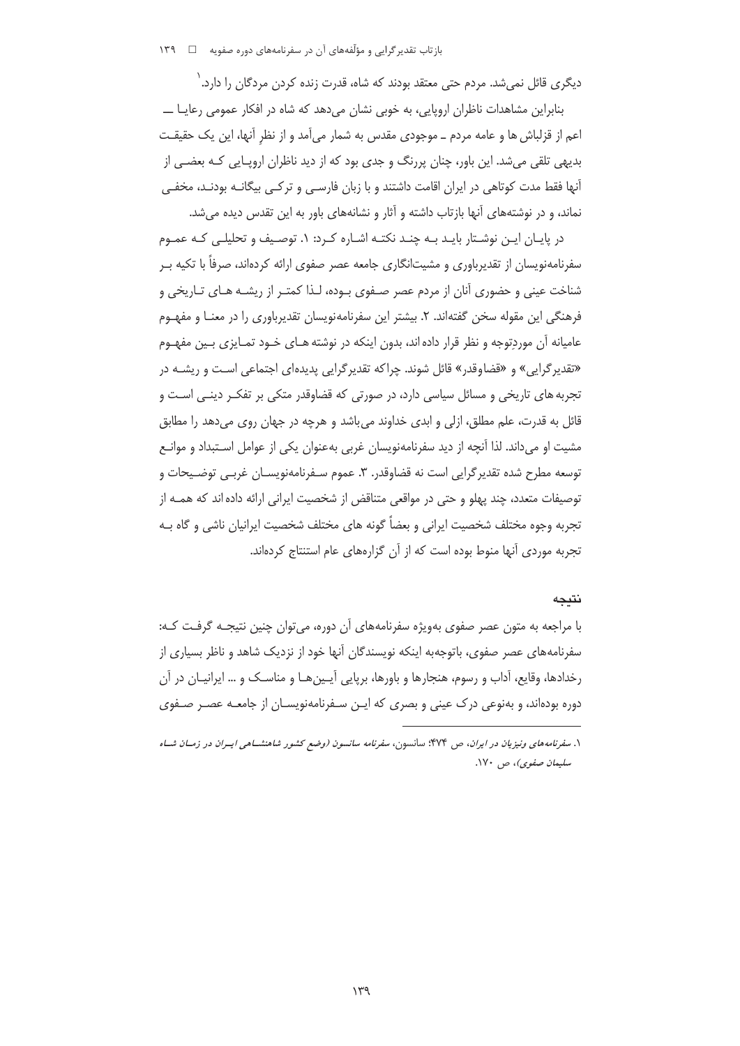دیگری قائل نمی‌شد. مردم حتی معتقد بودند که شاه، قدرت زنده کردن مردگان را دارد.[1]

بنابراین مشاهدات ناظران اروپایی، به خوبی نشان می‌دهد که شاه در افکار عمومی رعایا ــ اعم از قزلباش ها و عامه مردم ـ موجودی مقدس به شمار می‌آمد و از نظر آنها، این یک حقیقت بدیهی تلقی می‌شد. این باور، چنان پررنگ و جدی بود که از دید ناظران اروپایی که بعضی از آنها فقط مدت کوتاهی در ایران اقامت داشتند و با زبان فارسی و ترکی بیگانه بودند، مخفی نماند، و در نوشته‌های آنها بازتاب داشته و آثار و نشانه‌های باور به این تقدس دیده می‌شد.

در پایان این نوشتار باید به چند نکته اشاره کرد: ۱. توصیف و تحلیلی که عموم سفرنامه‌نویسان از تقدیرباوری و مشیت‌انگاری جامعه عصر صفوی ارائه کرده‌اند، صرفاً با تکیه بر شناخت عینی و حضوری آنان از مردم عصر صفوی بوده، لذا کمتر از ریشه های تاریخی و فرهنگی این مقوله سخن گفته‌اند. ۲. بیشتر این سفرنامه‌نویسان تقدیرباوری را در معنا و مفهوم عامیانه آن موردِتوجه و نظر قرار داده اند، بدون اینکه در نوشته های خود تمایزی بین مفهوم «تقدیرگرایی» و «قضاوقدر» قائل شوند. چراکه تقدیرگرایی پدیده‌ای اجتماعی است و ریشه در تجربه های تاریخی و مسائل سیاسی دارد، در صورتی که قضاوقدر متکی بر تفکر دینی است و قائل به قدرت، علم مطلق، ازلی و ابدی خداوند می‌باشد و هرچه در جهان روی می‌دهد را مطابق مشیت او می‌داند. لذا آنچه از دید سفرنامه‌نویسان غربی به‌عنوان یکی از عوامل استبداد و موانع توسعه مطرح شده تقدیرگرایی است نه قضاوقدر. ۳. عموم سفرنامه‌نویسان غربی توضیحات و توصیفات متعدد، چند پهلو و حتی در مواقعی متناقض از شخصیت ایرانی ارائه داده اند که همه از تجربه وجوه مختلف شخصیت ایرانی و بعضاً گونه های مختلف شخصیت ایرانیان ناشی و گاه به تجربه موردی آنها منوط بوده است که از آن گزاره‌های عام استنتاج کرده‌اند.

## نتیجه

با مراجعه به متون عصر صفوی به‌ویژه سفرنامه‌های آن دوره، می‌توان چنین نتیجه گرفت که: سفرنامه‌های عصر صفوی، باتوجه‌به اینکه نویسندگان آنها خود از نزدیک شاهد و ناظر بسیاری از رخدادها، وقایع، آداب و رسوم، هنجارها و باورها، برپایی آیین‌ها و مناسک و ... ایرانیان در آن دوره بوده‌اند، و به‌نوعی درک عینی و بصری که این سفرنامه‌نویسان از جامعه عصر صفوی

---

۱. *سفرنامه‌های ونیزیان در ایران*، ص ۴۷۴؛ سانسون، *سفرنامه سانسون (وضع کشور شاهنشاهی ایران در زمان شاه سلیمان صفوی)*، ص ۱۷۰.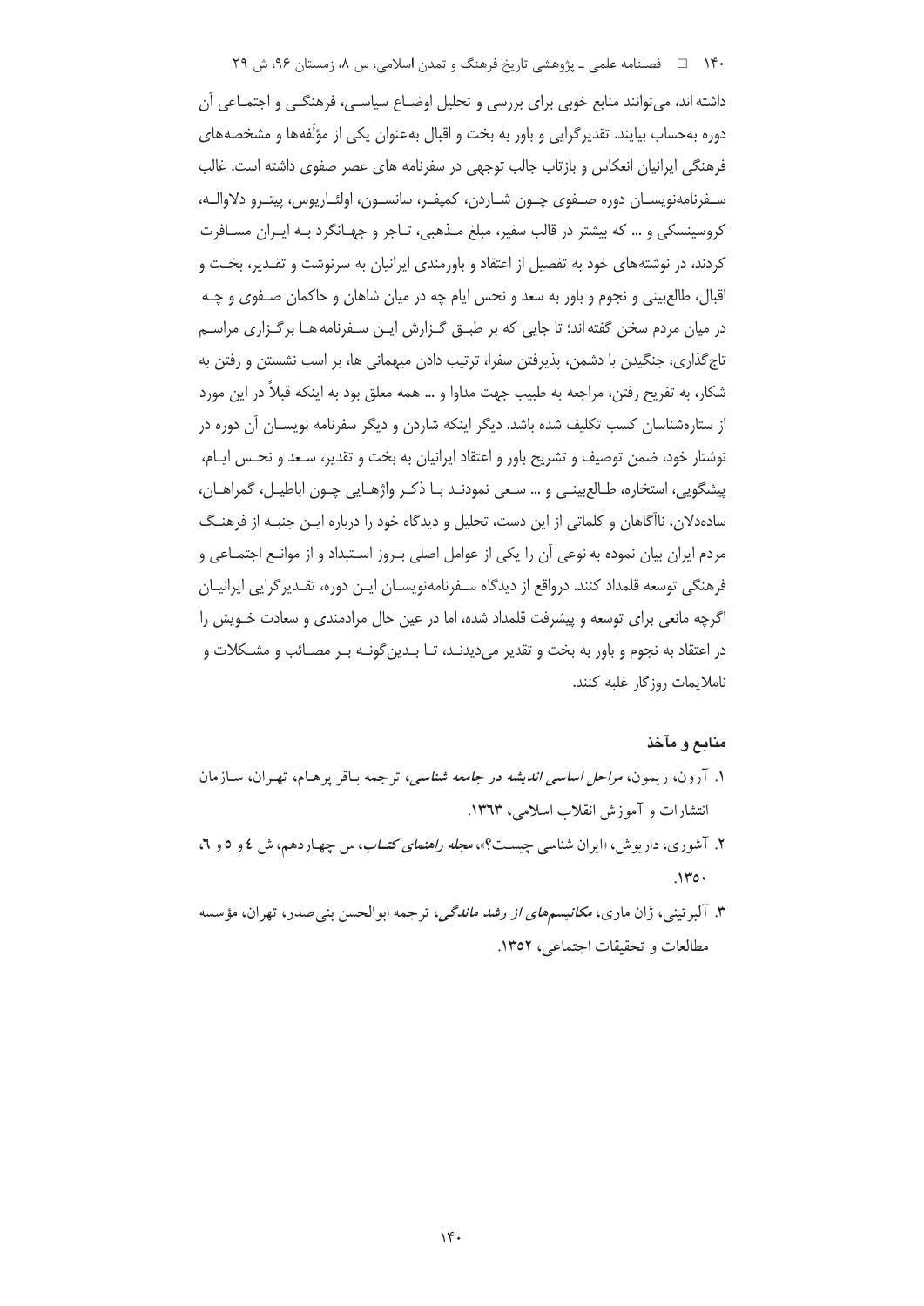داشته‌اند، می‌توانند منابع خوبی برای بررسی و تحلیل اوضـاع سیاسـی، فرهنگـی و اجتمـاعی آن دوره به‌حساب بیایند. تقدیرگرایی و باور به بخت و اقبال به‌عنوان یکی از مؤلّفه‌ها و مشخصه‌های فرهنگی ایرانیان انعکاس و بازتاب جالب توجهی در سفرنامه های عصر صفوی داشته است. غالب سـفرنامه‌نویسـان دوره صـفوی چـون شـاردن، کمپفـر، سانسـون، اولئـاریوس، پیتـرو دلاوالـه، کروسینسکی و ... که بیشتر در قالب سفیر، مبلغ مـذهبی، تـاجر و جهـانگرد بـه ایـران مسـافرت کردند، در نوشته‌های خود به تفصیل از اعتقاد و باورمندی ایرانیان به سرنوشت و تقـدیر، بخـت و اقبال، طالع‌بینی و نجوم و باور به سعد و نحس ایام چه در میان شاهان و حاکمان صـفوی و چـه در میان مردم سخن گفته‌اند؛ تا جایی که بر طبـق گـزارش ایـن سـفرنامه هـا برگـزاری مراسـم تاج‌گذاری، جنگیدن با دشمن، پذیرفتن سفرا، ترتیب دادن میهمانی ها، بر اسب نشستن و رفتن به شکار، به تفریح رفتن، مراجعه به طبیب جهت مداوا و ... همه معلق بود به اینکه قبلاً در این مورد از ستاره‌شناسان کسب تکلیف شده باشد. دیگر اینکه شاردن و دیگر سفرنامه نویسـان آن دوره در نوشتار خود، ضمن توصیف و تشریح باور و اعتقاد ایرانیان به بخت و تقدیر، سـعد و نحـس ایـام، پیشگویی، استخاره، طـالع‌بینـی و ... سـعی نمودنـد بـا ذکـر واژهـایی چـون اباطیـل، گمراهـان، ساده‌دلان، ناآگاهان و کلماتی از این دست، تحلیل و دیدگاه خود را درباره ایـن جنبـه از فرهنـگ مردم ایران بیان نموده به نوعی آن را یکی از عوامل اصلی بـروز اسـتبداد و از موانـع اجتمـاعی و فرهنگی توسعه قلمداد کنند. درواقع از دیدگاه سـفرنامه‌نویسـان ایـن دوره، تقـدیرگرایی ایرانیـان اگرچه مانعی برای توسعه و پیشرفت قلمداد شده، اما در عین حال مرادمندی و سعادت خـویش را در اعتقاد به نجوم و باور به بخت و تقدیر می‌دیدنـد، تـا بـدین‌گونـه بـر مصـائب و مشـکلات و ناملایمات روزگار غلبه کنند.

### منابع و مآخذ

۱. آرون، ریمون، *مراحل اساسی اندیشه در جامعه شناسی*، ترجمه بـاقر پرهـام، تهـران، سـازمان انتشارات و آموزش انقلاب اسلامی، ۱۳٦۳.

۲. آشوری، داریوش، «ایران شناسی چیسـت؟»، *مجله راهنمای کتـاب*، س چهـاردهم، ش ٤ و ٥ و ٦، ۱۳٥۰.

۳. آلبرتینی، ژان ماری، *مکانیسم‌های از رشد ماندگی*، ترجمه ابوالحسن بنی‌صدر، تهران، مؤسسه مطالعات و تحقیقات اجتماعی، ۱۳٥۲.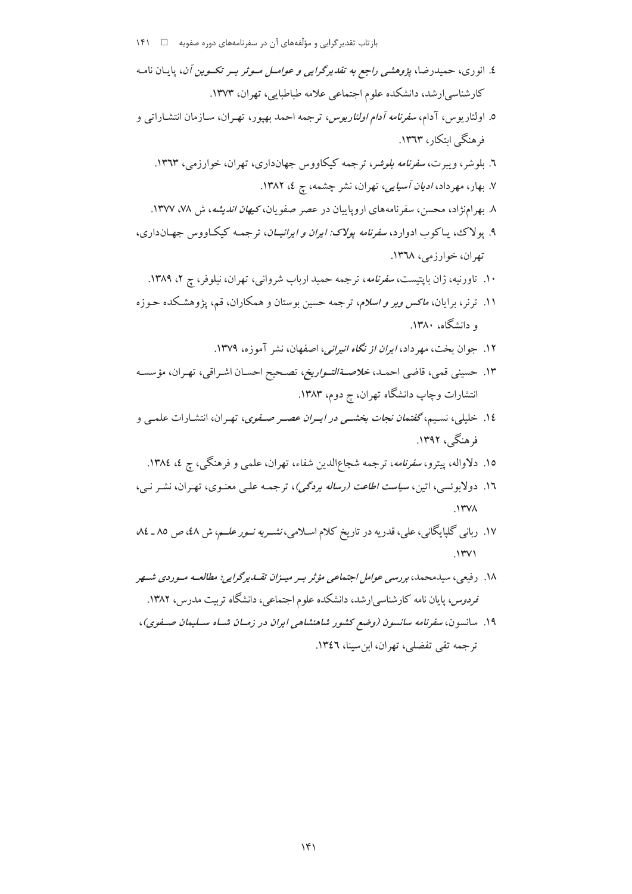٤. انوری، حمیدرضا، *پژوهشی راجع به تقدیرگرایی و عوامل موثر بر تکوین آن*، پایان نامه کارشناسی‌ارشد، دانشکده علوم اجتماعی علامه طباطبایی، تهران، ۱۳۷۳.

٥. اولئاریوس، آدام، *سفرنامه آدام اولئاریوس*، ترجمه احمد بهپور، تهران، سازمان انتشاراتی و فرهنگی ابتکار، ۱۳٦۳.

٦. بلوشر، ویپرت، *سفرنامه بلوشر*، ترجمه کیکاووس جهانداری، تهران، خوارزمی، ۱۳٦۳.

٧. بهار، مهرداد، *ادیان آسیایی*، تهران، نشر چشمه، چ ٤، ۱۳۸۲.

٨. بهرام‌نژاد، محسن، سفرنامه‌های اروپاییان در عصر صفویان، *کیهان اندیشه*، ش ۷۸، ۱۳۷۷.

٩. پولاک، یاکوب ادوارد، *سفرنامه پولاک: ایران و ایرانیان*، ترجمه کیکاووس جهانداری، تهران، خوارزمی، ۱۳٦۸.

۱۰. تاورنیه، ژان باپتیست، *سفرنامه*، ترجمه حمید ارباب شروانی، تهران، نیلوفر، چ ۲، ۱۳۸۹.

۱۱. ترنر، برایان، *ماکس وبر و اسلام*، ترجمه حسین بوستان و همکاران، قم، پژوهشکده حوزه و دانشگاه، ۱۳۸۰.

۱۲. جوان بخت، مهرداد، *ایران از نگاه انیرانی*، اصفهان، نشر آموزه، ۱۳۷۹.

۱۳. حسینی قمی، قاضی احمد، *خلاصة‌التواریخ*، تصحیح احسان اشراقی، تهران، مؤسسه انتشارات وچاپ دانشگاه تهران، چ دوم، ۱۳۸۳.

۱٤. خلیلی، نسیم، *گفتمان نجات بخشی در ایران عصر صفوی*، تهران، انتشارات علمی و فرهنگی، ۱۳۹۲.

۱٥. دلاواله، پیترو، *سفرنامه*، ترجمه شجاع‌الدین شفاء، تهران، علمی و فرهنگی، چ ٤، ۱۳۸٤.

۱٦. دولابوئسی، اتین، *سیاست اطاعت (رساله بردگی)*، ترجمه علی معنوی، تهران، نشر نی، ۱۳۷۸.

۱۷. ربانی گلپایگانی، علی، قدریه در تاریخ کلام اسلامی، *نشریه نور علم*، ش ٤۸، ص ۸٥ ـ ۸٤، ۱۳۷۱.

۱۸. رفیعی، سیدمحمد، *بررسی عوامل اجتماعی مؤثر بر میزان تقدیرگرایی؛ مطالعه موردی شهر فردوس*، پایان نامه کارشناسی‌ارشد، دانشکده علوم اجتماعی، دانشگاه تربیت مدرس، ۱۳۸۲.

۱۹. سانسون، *سفرنامه سانسون (وضع کشور شاهنشاهی ایران در زمان شاه سلیمان صفوی)*، ترجمه تقی تفضلی، تهران، ابن‌سینا، ۱۳٤٦.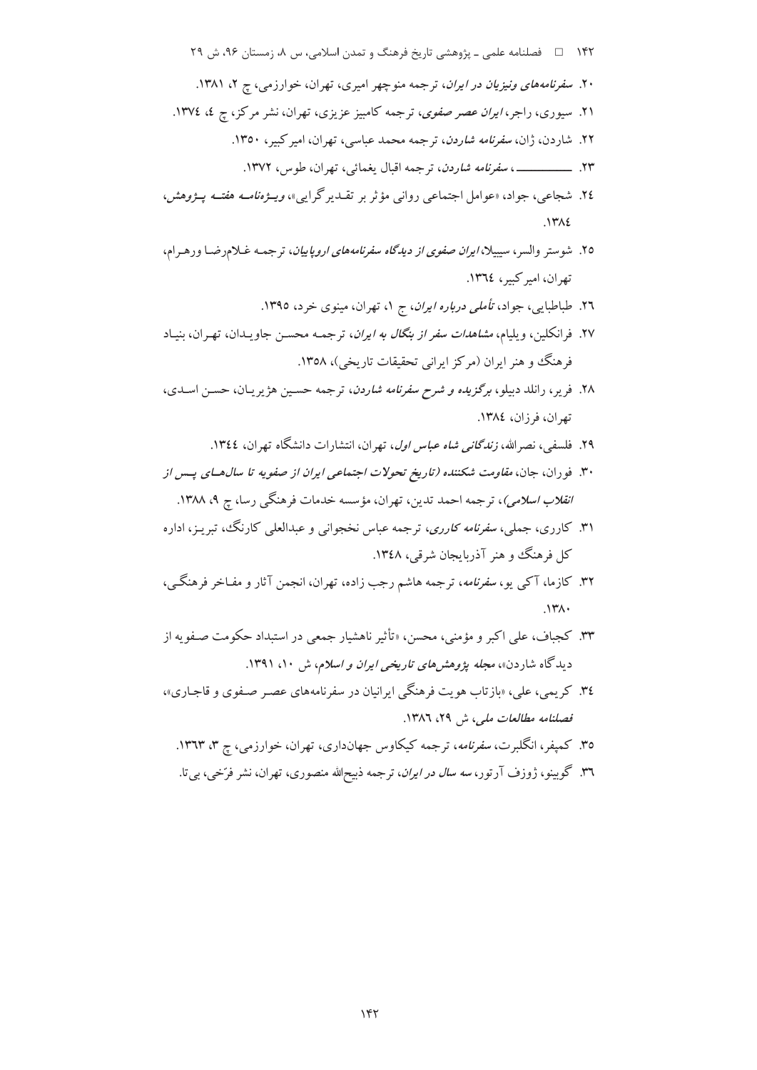۲۰. *سفرنامه‌های ونیزیان در ایران*، ترجمه منوچهر امیری، تهران، خوارزمی، چ ۲، ۱۳۸۱.

۲۱. سیوری، راجر، *ایران عصر صفوی*، ترجمه کامبیز عزیزی، تهران، نشر مرکز، چ ٤، ١٣٧٤.

۲۲. شاردن، ژان، *سفرنامه شاردن*، ترجمه محمد عباسی، تهران، امیرکبیر، ۱۳۵۰.

۲۳. ــــــــــــ، *سفرنامه شاردن*، ترجمه اقبال یغمائی، تهران، طوس، ۱۳۷۲.

٢٤. شجاعی، جواد، «عوامل اجتماعی روانی مؤثر بر تقدیرگرایی»، *ویژه‌نامه هفته پژوهش*، ١٣٨٤.

٢٥. شوستر والسر، سیبیلا، *ایران صفوی از دیدگاه سفرنامه‌های اروپاییان*، ترجمه غلامرضا ورهرام، تهران، امیرکبیر، ١٣٦٤.

٢٦. طباطبایی، جواد، *تأملی درباره ایران*، ج ۱، تهران، مینوی خرد، ۱۳۹۵.

٢٧. فرانکلین، ویلیام، *مشاهدات سفر از بنگال به ایران*، ترجمه محسن جاویدان، تهران، بنیاد فرهنگ و هنر ایران (مرکز ایرانی تحقیقات تاریخی)، ۱۳۵۸.

٢٨. فریر، رانلد دبیلو، *برگزیده و شرح سفرنامه شاردن*، ترجمه حسین هژیریان، حسن اسدی، تهران، فرزان، ١٣٨٤.

٢٩. فلسفی، نصرالله، *زندگانی شاه عباس اول*، تهران، انتشارات دانشگاه تهران، ١٣٤٤.

۳۰. فوران، جان، *مقاومت شکننده (تاریخ تحولات اجتماعی ایران از صفویه تا سال‌های پس از انقلاب اسلامی)*، ترجمه احمد تدین، تهران، مؤسسه خدمات فرهنگی رسا، چ ۹، ۱۳۸۸.

۳۱. کارری، جملی، *سفرنامه کارری*، ترجمه عباس نخجوانی و عبدالعلی کارنگ، تبریز، اداره کل فرهنگ و هنر آذربایجان شرقی، ١٣٤٨.

۳۲. کازما، آکی یو، *سفرنامه*، ترجمه هاشم رجب زاده، تهران، انجمن آثار و مفاخر فرهنگی، ۱۳۸۰.

۳۳. کجباف، علی اکبر و مؤمنی، محسن، «تأثیر ناهشیار جمعی در استبداد حکومت صفویه از دیدگاه شاردن»، *مجله پژوهش‌های تاریخی ایران و اسلام*، ش ۱۰، ۱۳۹۱.

٣٤. کریمی، علی، «بازتاب هویت فرهنگی ایرانیان در سفرنامه‌های عصر صفوی و قاجاری»، *فصلنامه مطالعات ملی*، ش ٢٩، ١٣٨٦.

۳۵. کمپفر، انگلبرت، *سفرنامه*، ترجمه کیکاوس جهانداری، تهران، خوارزمی، چ ۳، ۱۳۶۳.

٣٦. گوبینو، ژوزف آرتور، *سه سال در ایران*، ترجمه ذبیح‌الله منصوری، تهران، نشر فرّخی، بی‌تا.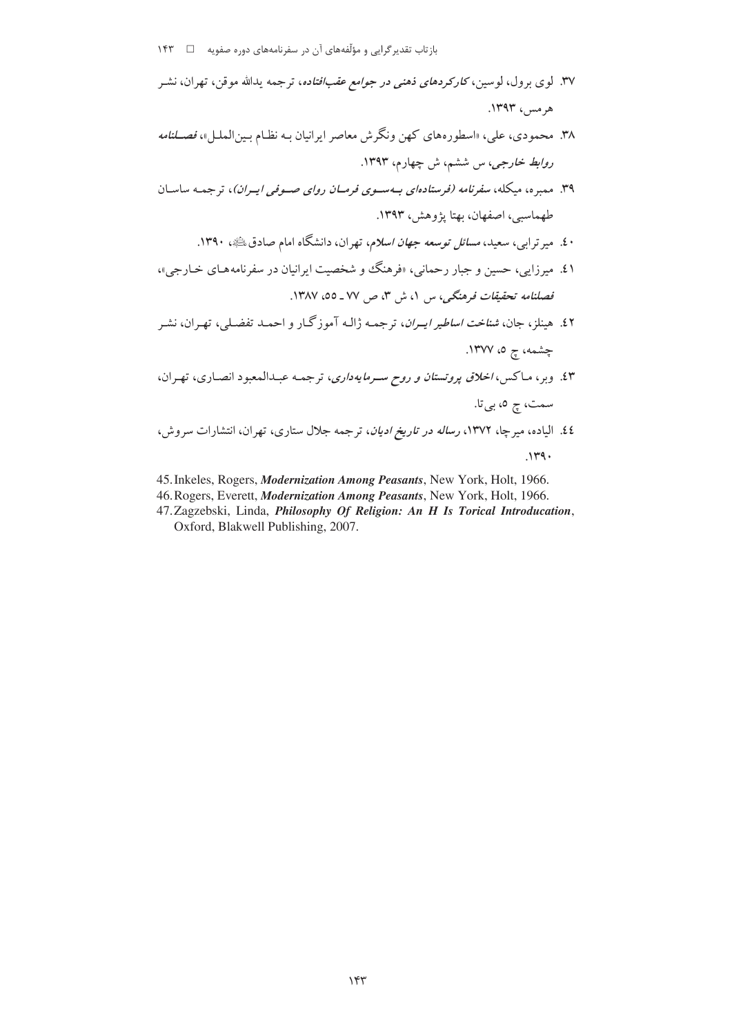۳۷. لوی برول، لوسین، *کارکردهای ذهنی در جوامع عقب‌افتاده*، ترجمه یدالله موقن، تهران، نشر هرمس، ۱۳۹۳.

۳۸. محمودی، علی، «اسطوره‌های کهن ونگرش معاصر ایرانیان به نظام بین‌الملل»، *فصلنامه روابط خارجی*، س ششم، ش چهارم، ۱۳۹۳.

۳۹. ممبره، میکله، *سفرنامه (فرستاده‌ای به‌سوی فرمان روای صوفی ایران)*، ترجمه ساسان طهماسبی، اصفهان، بهتا پژوهش، ۱۳۹۳.

۴۰. میرترابی، سعید، *مسائل توسعه جهان اسلام*، تهران، دانشگاه امام صادق علیه السلام، ۱۳۹۰.

۴۱. میرزایی، حسین و جبار رحمانی، «فرهنگ و شخصیت ایرانیان در سفرنامه‌های خارجی»، *فصلنامه تحقیقات فرهنگی*، س ۱، ش ۳، ص ۷۷ ـ ۵۵، ۱۳۸۷.

۴۲. هینلز، جان، *شناخت اساطیر ایران*، ترجمه ژاله آموزگار و احمد تفضلی، تهران، نشر چشمه، چ ۵، ۱۳۷۷.

۴۳. وبر، ماکس، *اخلاق پروتستان و روح سرمایه‌داری*، ترجمه عبدالمعبود انصاری، تهران، سمت، چ ۵، بی‌تا.

۴۴. الیاده، میرچا، ۱۳۷۲، *رساله در تاریخ ادیان*، ترجمه جلال ستاری، تهران، انتشارات سروش، ۱۳۹۰.

45. Inkeles, Rogers, ***Modernization Among Peasants***, New York, Holt, 1966.

46. Rogers, Everett, ***Modernization Among Peasants***, New York, Holt, 1966.

47. Zagzebski, Linda, ***Philosophy Of Religion: An H Is Torical Introducation***, Oxford, Blakwell Publishing, 2007.